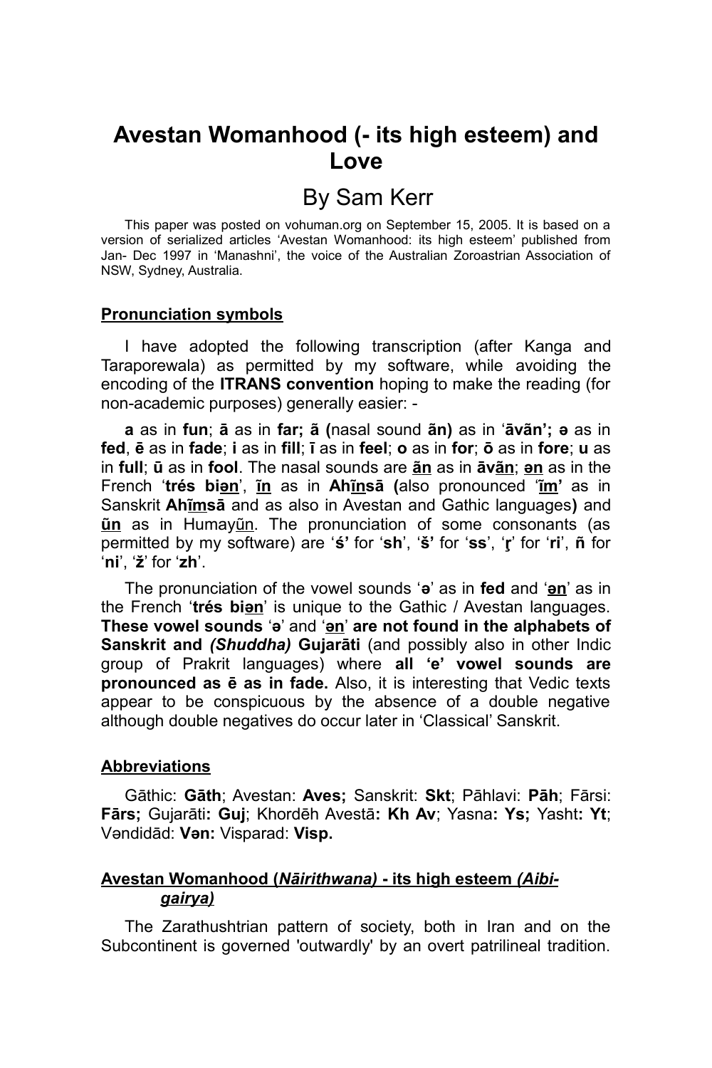# Avestan Womanhood (- its high esteem) and Love

## By Sam Kerr

This paper was posted on vohuman.org on September 15, 2005. It is based on a version of serialized articles 'Avestan Womanhood: its high esteem' published from Jan- Dec 1997 in 'Manashni', the voice of the Australian Zoroastrian Association of NSW, Sydney, Australia.

### Pronunciation symbols

I have adopted the following transcription (after Kanga and Taraporewala) as permitted by my software, while avoiding the encoding of the **ITRANS convention** hoping to make the reading (for non-academic purposes) generally easier: -

**a** as in **fun**; **ā** as in **far; ã (**nasal sound **ãn)** as in '**āvãn'; ə** as in **fed**, **ē** as in **fade**; **i** as in **fill**; **ī** as in **feel**; **o** as in **for**; **ō** as in **fore**; **u** as in **full**; **ū** as in **fool**. The nasal sounds are **ãn** as in **āvãn**; **ən** as in the French '**trés biən**', **ĩn** as in **Ahĩnsā (**also pronounced '**ĩm'** as in Sanskrit **Ahĩmsā** and as also in Avestan and Gathic languages**)** and **ũn** as in Humayũn. The pronunciation of some consonants (as permitted by my software) are '**ś'** for '**sh**', '**š'** for '**ss**', '**ŗ**' for '**ri**', **ñ** for '**ni**', '**ž**' for '**zh**'.

The pronunciation of the vowel sounds '**ə**' as in **fed** and '**ən**' as in the French '**trés biən**' is unique to the Gathic / Avestan languages. **These vowel sounds** '**ə**' and '**ən**' **are not found in the alphabets of Sanskrit and *(Shuddha)* Gujarāti** (and possibly also in other Indic group of Prakrit languages) where **all 'e' vowel sounds are pronounced as ē as in fade.** Also, it is interesting that Vedic texts appear to be conspicuous by the absence of a double negative although double negatives do occur later in 'Classical' Sanskrit.

### Abbreviations

Gāthic: **Gāth**; Avestan: **Aves;** Sanskrit: **Skt**; Pāhlavi: **Pāh**; Fārsi: **Fārs;** Gujarāti**: Guj**; Khordēh Avestā**: Kh Av**; Yasna**: Ys;** Yasht**: Yt**; Vəndidād: **Vən:** Visparad: **Visp.**

### Avestan Womanhood (*Nāirithwana)* - its high esteem *(Aibi-gairya)*

The Zarathushtrian pattern of society, both in Iran and on the Subcontinent is governed 'outwardly' by an overt patrilineal tradition.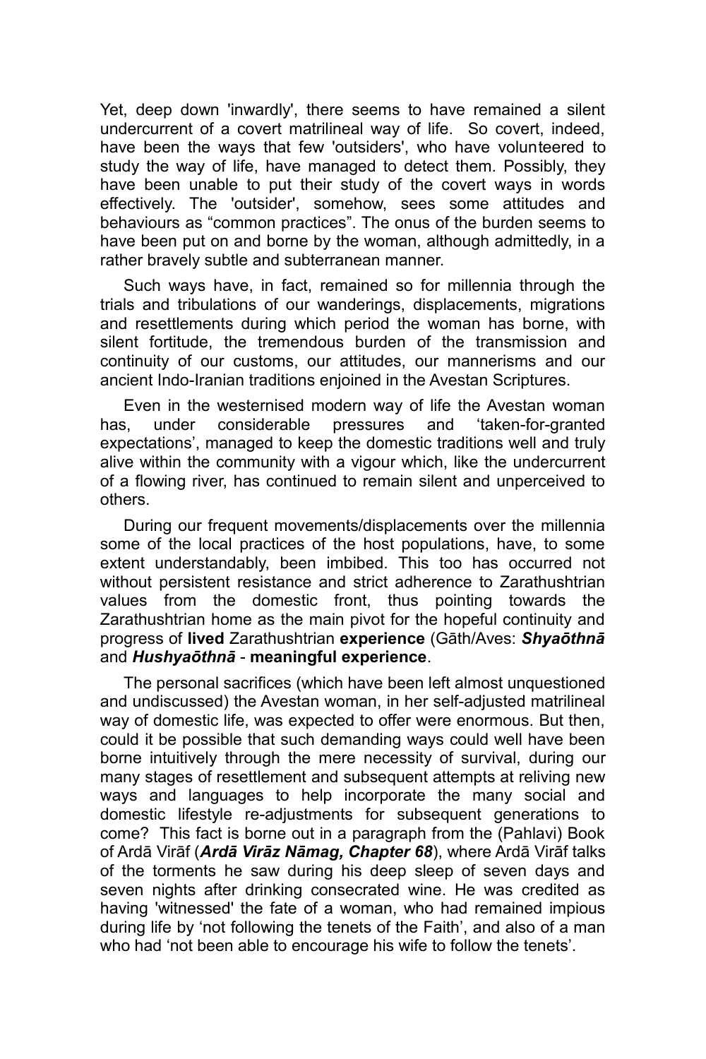Yet, deep down 'inwardly', there seems to have remained a silent undercurrent of a covert matrilineal way of life. So covert, indeed, have been the ways that few 'outsiders', who have volunteered to study the way of life, have managed to detect them. Possibly, they have been unable to put their study of the covert ways in words effectively. The 'outsider', somehow, sees some attitudes and behaviours as "common practices". The onus of the burden seems to have been put on and borne by the woman, although admittedly, in a rather bravely subtle and subterranean manner.

Such ways have, in fact, remained so for millennia through the trials and tribulations of our wanderings, displacements, migrations and resettlements during which period the woman has borne, with silent fortitude, the tremendous burden of the transmission and continuity of our customs, our attitudes, our mannerisms and our ancient Indo-Iranian traditions enjoined in the Avestan Scriptures.

Even in the westernised modern way of life the Avestan woman has, under considerable pressures and 'taken-for-granted expectations', managed to keep the domestic traditions well and truly alive within the community with a vigour which, like the undercurrent of a flowing river, has continued to remain silent and unperceived to others.

During our frequent movements/displacements over the millennia some of the local practices of the host populations, have, to some extent understandably, been imbibed. This too has occurred not without persistent resistance and strict adherence to Zarathushtrian values from the domestic front, thus pointing towards the Zarathushtrian home as the main pivot for the hopeful continuity and progress of **lived** Zarathushtrian **experience** (Gāth/Aves: ***Shyaōthnā*** and ***Hushyaōthnā*** - **meaningful experience**.

The personal sacrifices (which have been left almost unquestioned and undiscussed) the Avestan woman, in her self-adjusted matrilineal way of domestic life, was expected to offer were enormous. But then, could it be possible that such demanding ways could well have been borne intuitively through the mere necessity of survival, during our many stages of resettlement and subsequent attempts at reliving new ways and languages to help incorporate the many social and domestic lifestyle re-adjustments for subsequent generations to come? This fact is borne out in a paragraph from the (Pahlavi) Book of Ardā Virāf (***Ardā Virāz Nāmag, Chapter 68***), where Ardā Virāf talks of the torments he saw during his deep sleep of seven days and seven nights after drinking consecrated wine. He was credited as having 'witnessed' the fate of a woman, who had remained impious during life by 'not following the tenets of the Faith', and also of a man who had 'not been able to encourage his wife to follow the tenets'.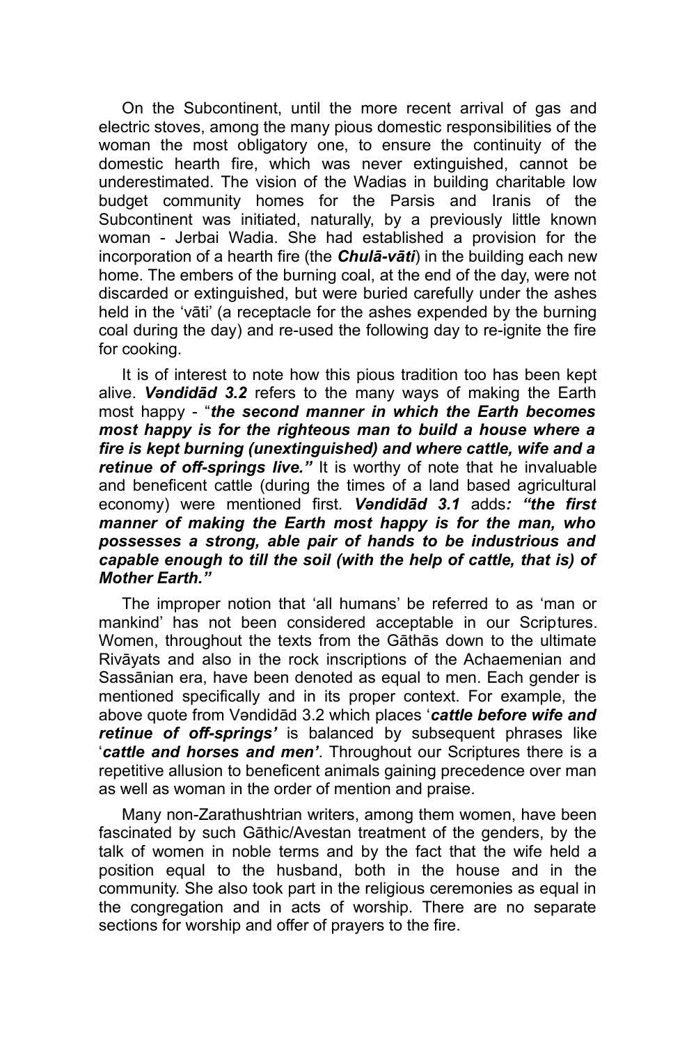On the Subcontinent, until the more recent arrival of gas and electric stoves, among the many pious domestic responsibilities of the woman the most obligatory one, to ensure the continuity of the domestic hearth fire, which was never extinguished, cannot be underestimated. The vision of the Wadias in building charitable low budget community homes for the Parsis and Iranis of the Subcontinent was initiated, naturally, by a previously little known woman - Jerbai Wadia. She had established a provision for the incorporation of a hearth fire (the ***Chulā-vāti***) in the building each new home. The embers of the burning coal, at the end of the day, were not discarded or extinguished, but were buried carefully under the ashes held in the 'vāti' (a receptacle for the ashes expended by the burning coal during the day) and re-used the following day to re-ignite the fire for cooking.

It is of interest to note how this pious tradition too has been kept alive. ***Vəndidād 3.2*** refers to the many ways of making the Earth most happy - "***the second manner in which the Earth becomes most happy is for the righteous man to build a house where a fire is kept burning (unextinguished) and where cattle, wife and a retinue of off-springs live."*** It is worthy of note that he invaluable and beneficent cattle (during the times of a land based agricultural economy) were mentioned first. ***Vəndidād 3.1*** adds***: "the first manner of making the Earth most happy is for the man, who possesses a strong, able pair of hands to be industrious and capable enough to till the soil (with the help of cattle, that is) of Mother Earth."***

The improper notion that 'all humans' be referred to as 'man or mankind' has not been considered acceptable in our Scriptures. Women, throughout the texts from the Gāthās down to the ultimate Rivāyats and also in the rock inscriptions of the Achaemenian and Sassānian era, have been denoted as equal to men. Each gender is mentioned specifically and in its proper context. For example, the above quote from Vəndidād 3.2 which places '***cattle before wife and retinue of off-springs'*** is balanced by subsequent phrases like '***cattle and horses and men'***. Throughout our Scriptures there is a repetitive allusion to beneficent animals gaining precedence over man as well as woman in the order of mention and praise.

Many non-Zarathushtrian writers, among them women, have been fascinated by such Gāthic/Avestan treatment of the genders, by the talk of women in noble terms and by the fact that the wife held a position equal to the husband, both in the house and in the community. She also took part in the religious ceremonies as equal in the congregation and in acts of worship. There are no separate sections for worship and offer of prayers to the fire.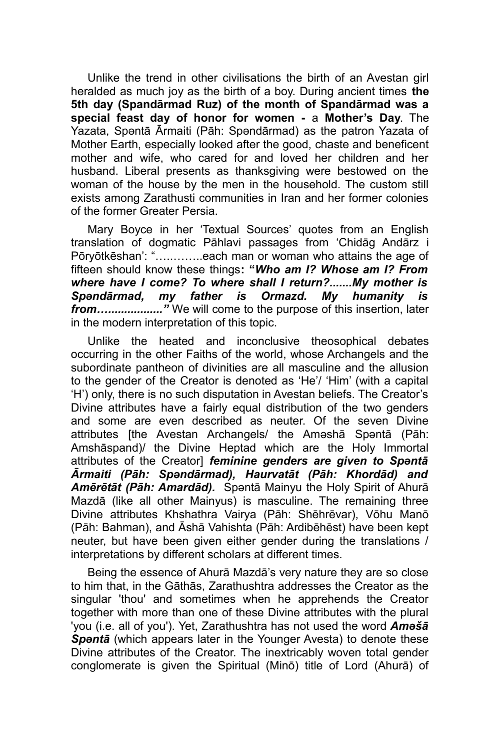Unlike the trend in other civilisations the birth of an Avestan girl heralded as much joy as the birth of a boy. During ancient times **the 5th day (Spandārmad Ruz) of the month of Spandārmad was a special feast day of honor for women -** a **Mother's Day**. The Yazata, Spəntā Ārmaiti (Pāh: Spəndārmad) as the patron Yazata of Mother Earth, especially looked after the good, chaste and beneficent mother and wife, who cared for and loved her children and her husband. Liberal presents as thanksgiving were bestowed on the woman of the house by the men in the household. The custom still exists among Zarathusti communities in Iran and her former colonies of the former Greater Persia.

Mary Boyce in her 'Textual Sources' quotes from an English translation of dogmatic Pāhlavi passages from 'Chidāg Andārz i Pōryōtkēshan': "…..……..each man or woman who attains the age of fifteen should know these things**: "*Who am I? Whose am I? From where have I come? To where shall I return?.......My mother is Spəndārmad, my father is Ormazd. My humanity is from…................."*** We will come to the purpose of this insertion, later in the modern interpretation of this topic.

Unlike the heated and inconclusive theosophical debates occurring in the other Faiths of the world, whose Archangels and the subordinate pantheon of divinities are all masculine and the allusion to the gender of the Creator is denoted as 'He'/ 'Him' (with a capital 'H') only, there is no such disputation in Avestan beliefs. The Creator's Divine attributes have a fairly equal distribution of the two genders and some are even described as neuter. Of the seven Divine attributes [the Avestan Archangels/ the Aməshā Spəntā (Pāh: Amshāspand)/ the Divine Heptad which are the Holy Immortal attributes of the Creator] ***feminine genders are given to Spəntā Ārmaiti (Pāh: Spəndārmad), Haurvatāt (Pāh: Khordād) and Amērētāt (Pāh: Amardād).*** Spəntā Mainyu the Holy Spirit of Ahurā Mazdā (like all other Mainyus) is masculine. The remaining three Divine attributes Khshathra Vairya (Pāh: Shēhrēvar), Vōhu Manō (Pāh: Bahman), and Āshā Vahishta (Pāh: Ardibēhēst) have been kept neuter, but have been given either gender during the translations / interpretations by different scholars at different times.

Being the essence of Ahurā Mazdā's very nature they are so close to him that, in the Gāthās, Zarathushtra addresses the Creator as the singular 'thou' and sometimes when he apprehends the Creator together with more than one of these Divine attributes with the plural 'you (i.e. all of you'). Yet, Zarathushtra has not used the word ***Aməšā Spəntā*** (which appears later in the Younger Avesta) to denote these Divine attributes of the Creator. The inextricably woven total gender conglomerate is given the Spiritual (Minō) title of Lord (Ahurā) of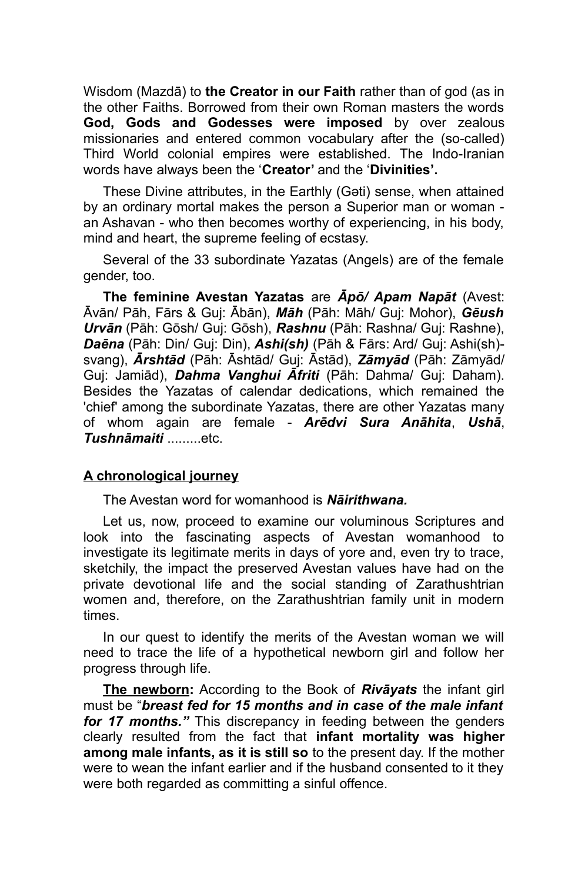Wisdom (Mazdā) to **the Creator in our Faith** rather than of god (as in the other Faiths. Borrowed from their own Roman masters the words **God, Gods and Godesses were imposed** by over zealous missionaries and entered common vocabulary after the (so-called) Third World colonial empires were established. The Indo-Iranian words have always been the '**Creator'** and the '**Divinities'.**

These Divine attributes, in the Earthly (Gəti) sense, when attained by an ordinary mortal makes the person a Superior man or woman - an Ashavan - who then becomes worthy of experiencing, in his body, mind and heart, the supreme feeling of ecstasy.

Several of the 33 subordinate Yazatas (Angels) are of the female gender, too.

**The feminine Avestan Yazatas** are ***Āpō/ Apam Napāt*** (Avest: Āvān/ Pāh, Fārs & Guj: Ābān), ***Māh*** (Pāh: Māh/ Guj: Mohor), ***Gēush Urvān*** (Pāh: Gōsh/ Guj: Gōsh), ***Rashnu*** (Pāh: Rashna/ Guj: Rashne), ***Daēna*** (Pāh: Din/ Guj: Din), ***Ashi(sh)*** (Pāh & Fārs: Ard/ Guj: Ashi(sh)-svang), ***Ārshtād*** (Pāh: Āshtād/ Guj: Āstād), ***Zāmyād*** (Pāh: Zāmyād/ Guj: Jamiād), ***Dahma Vanghui Āfriti*** (Pāh: Dahma/ Guj: Daham). Besides the Yazatas of calendar dedications, which remained the 'chief' among the subordinate Yazatas, there are other Yazatas many of whom again are female - ***Arēdvi Sura Anāhita***, ***Ushā***, ***Tushnāmaiti*** .........etc.

## A chronological journey

The Avestan word for womanhood is ***Nāirithwana.***

Let us, now, proceed to examine our voluminous Scriptures and look into the fascinating aspects of Avestan womanhood to investigate its legitimate merits in days of yore and, even try to trace, sketchily, the impact the preserved Avestan values have had on the private devotional life and the social standing of Zarathushtrian women and, therefore, on the Zarathushtrian family unit in modern times.

In our quest to identify the merits of the Avestan woman we will need to trace the life of a hypothetical newborn girl and follow her progress through life.

**The newborn:** According to the Book of ***Rivāyats*** the infant girl must be "***breast fed for 15 months and in case of the male infant for 17 months."*** This discrepancy in feeding between the genders clearly resulted from the fact that **infant mortality was higher among male infants, as it is still so** to the present day. If the mother were to wean the infant earlier and if the husband consented to it they were both regarded as committing a sinful offence.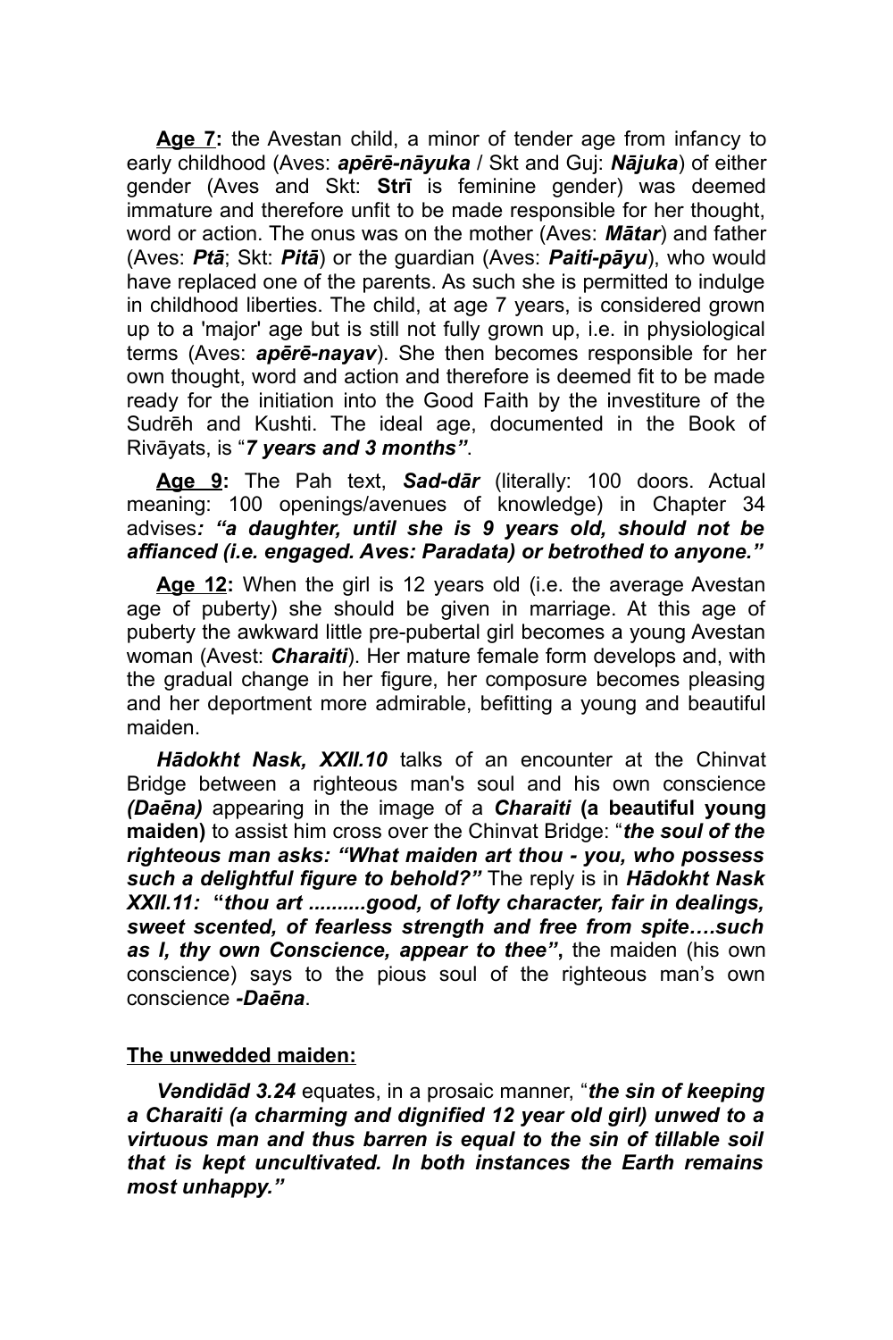**Age 7:** the Avestan child, a minor of tender age from infancy to early childhood (Aves: ***apērē-nāyuka*** / Skt and Guj: ***Nājuka***) of either gender (Aves and Skt: **Strī** is feminine gender) was deemed immature and therefore unfit to be made responsible for her thought, word or action. The onus was on the mother (Aves: ***Mātar***) and father (Aves: ***Ptā***; Skt: ***Pitā***) or the guardian (Aves: ***Paiti-pāyu***), who would have replaced one of the parents. As such she is permitted to indulge in childhood liberties. The child, at age 7 years, is considered grown up to a 'major' age but is still not fully grown up, i.e. in physiological terms (Aves: ***apērē-nayav***). She then becomes responsible for her own thought, word and action and therefore is deemed fit to be made ready for the initiation into the Good Faith by the investiture of the Sudrēh and Kushti. The ideal age, documented in the Book of Rivāyats, is "***7 years and 3 months"***.

**Age 9:** The Pah text, ***Sad-dār*** (literally: 100 doors. Actual meaning: 100 openings/avenues of knowledge) in Chapter 34 advises***: "a daughter, until she is 9 years old, should not be affianced (i.e. engaged. Aves: Paradata) or betrothed to anyone."***

**Age 12:** When the girl is 12 years old (i.e. the average Avestan age of puberty) she should be given in marriage. At this age of puberty the awkward little pre-pubertal girl becomes a young Avestan woman (Avest: ***Charaiti***). Her mature female form develops and, with the gradual change in her figure, her composure becomes pleasing and her deportment more admirable, befitting a young and beautiful maiden.

***Hādokht Nask, XXII.10*** talks of an encounter at the Chinvat Bridge between a righteous man's soul and his own conscience ***(Daēna)*** appearing in the image of a ***Charaiti*** **(a beautiful young maiden)** to assist him cross over the Chinvat Bridge: "***the soul of the righteous man asks: "What maiden art thou - you, who possess such a delightful figure to behold?"*** The reply is in ***Hādokht Nask XXII.11:*** **"*thou art ..........good, of lofty character, fair in dealings, sweet scented, of fearless strength and free from spite….such as I, thy own Conscience, appear to thee"*,** the maiden (his own conscience) says to the pious soul of the righteous man's own conscience ***-Daēna***.

**The unwedded maiden:**

***Vəndidād 3.24*** equates, in a prosaic manner, "***the sin of keeping a Charaiti (a charming and dignified 12 year old girl) unwed to a virtuous man and thus barren is equal to the sin of tillable soil that is kept uncultivated. In both instances the Earth remains most unhappy."***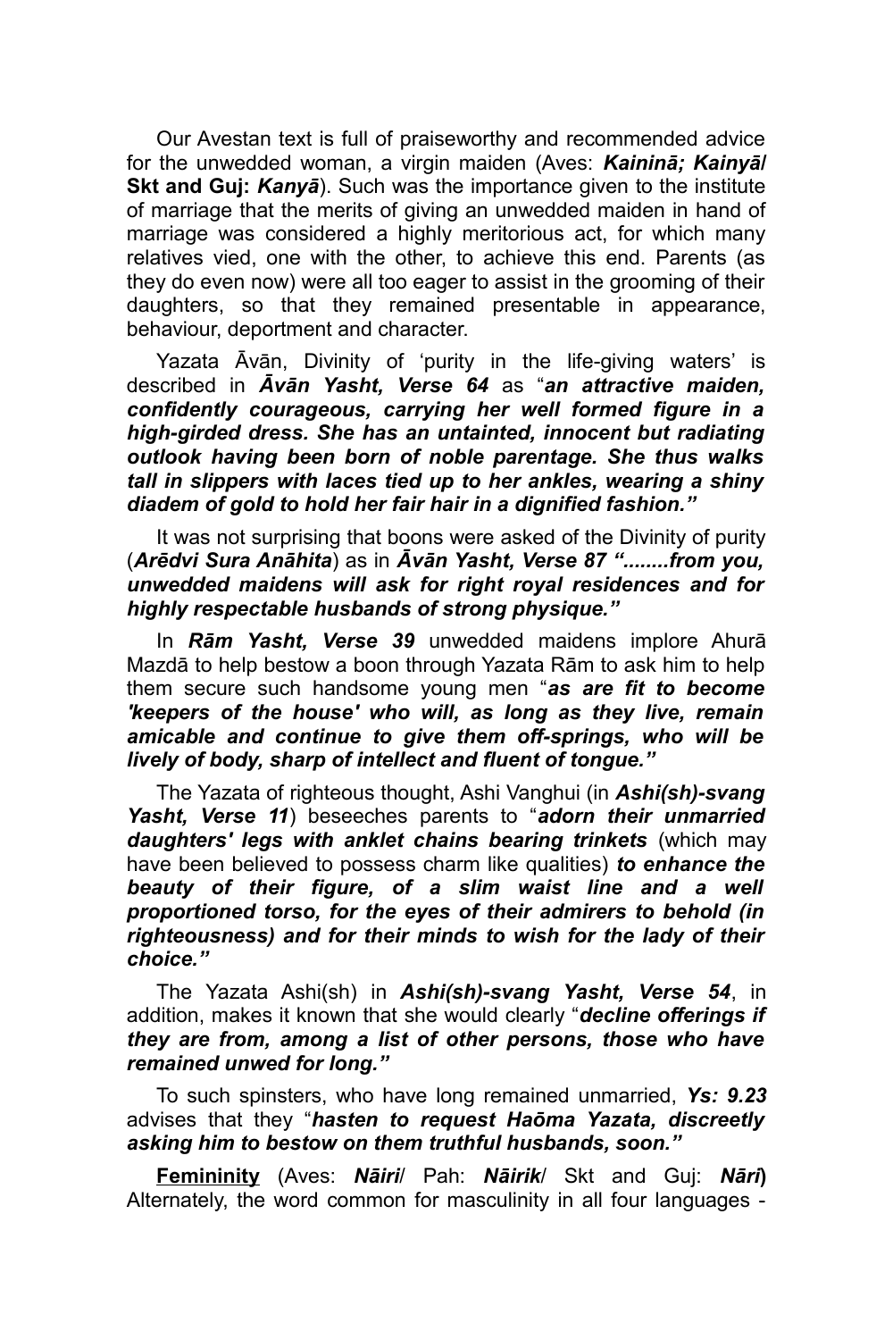Our Avestan text is full of praiseworthy and recommended advice for the unwedded woman, a virgin maiden (Aves: ***Kaininā; Kainyā*/ Skt and Guj: *Kanyā***). Such was the importance given to the institute of marriage that the merits of giving an unwedded maiden in hand of marriage was considered a highly meritorious act, for which many relatives vied, one with the other, to achieve this end. Parents (as they do even now) were all too eager to assist in the grooming of their daughters, so that they remained presentable in appearance, behaviour, deportment and character.

Yazata Āvān, Divinity of 'purity in the life-giving waters' is described in ***Āvān Yasht, Verse 64*** as "***an attractive maiden, confidently courageous, carrying her well formed figure in a high-girded dress. She has an untainted, innocent but radiating outlook having been born of noble parentage. She thus walks tall in slippers with laces tied up to her ankles, wearing a shiny diadem of gold to hold her fair hair in a dignified fashion."***

It was not surprising that boons were asked of the Divinity of purity (***Arēdvi Sura Anāhita***) as in ***Āvān Yasht, Verse 87 "........from you, unwedded maidens will ask for right royal residences and for highly respectable husbands of strong physique."***

In ***Rām Yasht, Verse 39*** unwedded maidens implore Ahurā Mazdā to help bestow a boon through Yazata Rām to ask him to help them secure such handsome young men "***as are fit to become 'keepers of the house' who will, as long as they live, remain amicable and continue to give them off-springs, who will be lively of body, sharp of intellect and fluent of tongue."***

The Yazata of righteous thought, Ashi Vanghui (in ***Ashi(sh)-svang Yasht, Verse 11***) beseeches parents to "***adorn their unmarried daughters' legs with anklet chains bearing trinkets*** (which may have been believed to possess charm like qualities) ***to enhance the beauty of their figure, of a slim waist line and a well proportioned torso, for the eyes of their admirers to behold (in righteousness) and for their minds to wish for the lady of their choice."***

The Yazata Ashi(sh) in ***Ashi(sh)-svang Yasht, Verse 54***, in addition, makes it known that she would clearly "***decline offerings if they are from, among a list of other persons, those who have remained unwed for long."***

To such spinsters, who have long remained unmarried, ***Ys: 9.23*** advises that they "***hasten to request Haōma Yazata, discreetly asking him to bestow on them truthful husbands, soon."***

<u>**Femininity**</u> (Aves: ***Nāiri***/ Pah: ***Nāirik***/ Skt and Guj: ***Nāri***) Alternately, the word common for masculinity in all four languages -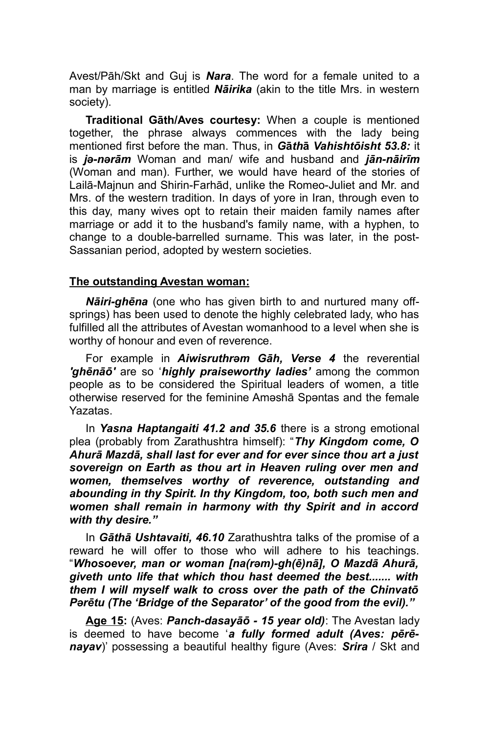Avest/Pāh/Skt and Guj is ***Nara***. The word for a female united to a man by marriage is entitled ***Nāirika*** (akin to the title Mrs. in western society).

**Traditional Gāth/Aves courtesy:** When a couple is mentioned together, the phrase always commences with the lady being mentioned first before the man. Thus, in ***Gāthā Vahishtōisht 53.8:*** it is ***jə-nərām*** Woman and man/ wife and husband and ***jān-nāirīm*** (Woman and man). Further, we would have heard of the stories of Lailā-Majnun and Shirin-Farhād, unlike the Romeo-Juliet and Mr. and Mrs. of the western tradition. In days of yore in Iran, through even to this day, many wives opt to retain their maiden family names after marriage or add it to the husband's family name, with a hyphen, to change to a double-barrelled surname. This was later, in the post-Sassanian period, adopted by western societies.

## The outstanding Avestan woman:

***Nāiri-ghēna*** (one who has given birth to and nurtured many off-springs) has been used to denote the highly celebrated lady, who has fulfilled all the attributes of Avestan womanhood to a level when she is worthy of honour and even of reverence.

For example in ***Aiwisruthrəm Gāh, Verse 4*** the reverential ***'ghēnāō'*** are so '***highly praiseworthy ladies'*** among the common people as to be considered the Spiritual leaders of women, a title otherwise reserved for the feminine Aməshā Spəntas and the female Yazatas.

In ***Yasna Haptangaiti 41.2 and 35.6*** there is a strong emotional plea (probably from Zarathushtra himself): "***Thy Kingdom come, O Ahurā Mazdā, shall last for ever and for ever since thou art a just sovereign on Earth as thou art in Heaven ruling over men and women, themselves worthy of reverence, outstanding and abounding in thy Spirit. In thy Kingdom, too, both such men and women shall remain in harmony with thy Spirit and in accord with thy desire."***

In ***Gāthā Ushtavaiti, 46.10*** Zarathushtra talks of the promise of a reward he will offer to those who will adhere to his teachings. "***Whosoever, man or woman [na(rəm)-gh(ē)nā], O Mazdā Ahurā, giveth unto life that which thou hast deemed the best....... with them I will myself walk to cross over the path of the Chinvatō Pərētu (The 'Bridge of the Separator' of the good from the evil)."***

**Age 15:** (Aves: ***Panch-dasayāō - 15 year old)***: The Avestan lady is deemed to have become '***a fully formed adult (Aves: pērē-nayav***)' possessing a beautiful healthy figure (Aves: ***Srira*** / Skt and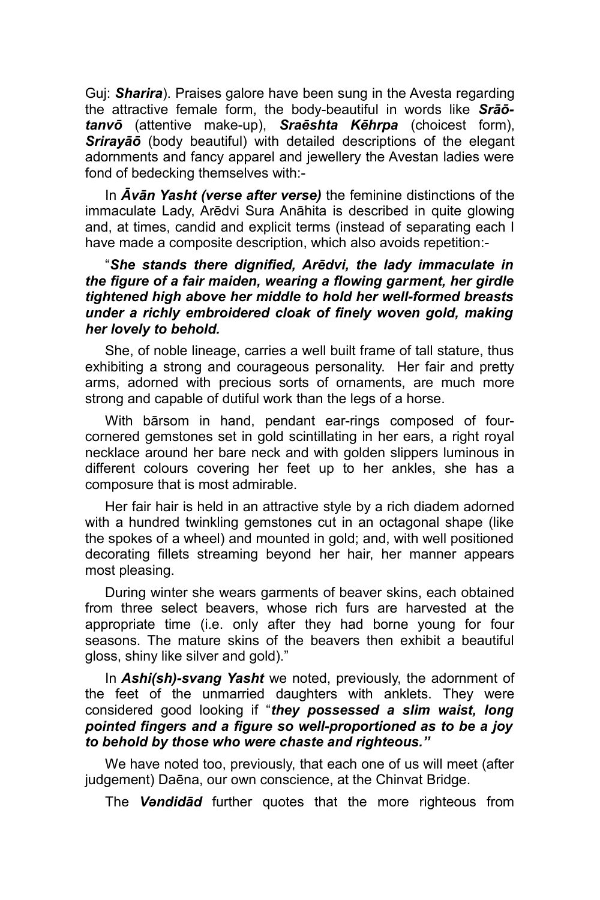Guj: ***Sharira***). Praises galore have been sung in the Avesta regarding the attractive female form, the body-beautiful in words like ***Srāō-tanvō*** (attentive make-up), ***Sraēshta Kēhrpa*** (choicest form), ***Srirayāō*** (body beautiful) with detailed descriptions of the elegant adornments and fancy apparel and jewellery the Avestan ladies were fond of bedecking themselves with:-

In ***Āvān Yasht (verse after verse)*** the feminine distinctions of the immaculate Lady, Arēdvi Sura Anāhita is described in quite glowing and, at times, candid and explicit terms (instead of separating each I have made a composite description, which also avoids repetition:-

"***She stands there dignified, Arēdvi, the lady immaculate in the figure of a fair maiden, wearing a flowing garment, her girdle tightened high above her middle to hold her well-formed breasts under a richly embroidered cloak of finely woven gold, making her lovely to behold.***

She, of noble lineage, carries a well built frame of tall stature, thus exhibiting a strong and courageous personality. Her fair and pretty arms, adorned with precious sorts of ornaments, are much more strong and capable of dutiful work than the legs of a horse.

With bārsom in hand, pendant ear-rings composed of four-cornered gemstones set in gold scintillating in her ears, a right royal necklace around her bare neck and with golden slippers luminous in different colours covering her feet up to her ankles, she has a composure that is most admirable.

Her fair hair is held in an attractive style by a rich diadem adorned with a hundred twinkling gemstones cut in an octagonal shape (like the spokes of a wheel) and mounted in gold; and, with well positioned decorating fillets streaming beyond her hair, her manner appears most pleasing.

During winter she wears garments of beaver skins, each obtained from three select beavers, whose rich furs are harvested at the appropriate time (i.e. only after they had borne young for four seasons. The mature skins of the beavers then exhibit a beautiful gloss, shiny like silver and gold)."

In ***Ashi(sh)-svang Yasht*** we noted, previously, the adornment of the feet of the unmarried daughters with anklets. They were considered good looking if "***they possessed a slim waist, long pointed fingers and a figure so well-proportioned as to be a joy to behold by those who were chaste and righteous."***

We have noted too, previously, that each one of us will meet (after judgement) Daēna, our own conscience, at the Chinvat Bridge.

The ***Vəndidād*** further quotes that the more righteous from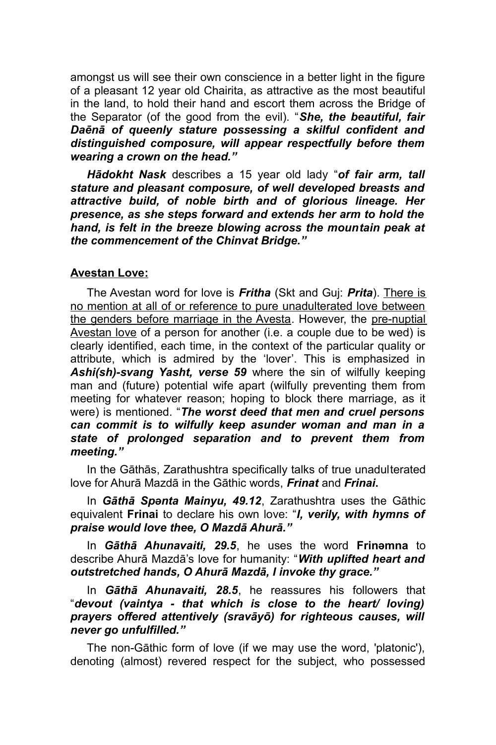amongst us will see their own conscience in a better light in the figure of a pleasant 12 year old Chairita, as attractive as the most beautiful in the land, to hold their hand and escort them across the Bridge of the Separator (of the good from the evil). "***She, the beautiful, fair Daēnā of queenly stature possessing a skilful confident and distinguished composure, will appear respectfully before them wearing a crown on the head."***

***Hādokht Nask*** describes a 15 year old lady "***of fair arm, tall stature and pleasant composure, of well developed breasts and attractive build, of noble birth and of glorious lineage. Her presence, as she steps forward and extends her arm to hold the hand, is felt in the breeze blowing across the mountain peak at the commencement of the Chinvat Bridge."***

**Avestan Love:**

The Avestan word for love is ***Fritha*** (Skt and Guj: ***Prita***). <u>There is no mention at all of or reference to pure unadulterated love between the genders before marriage in the Avesta</u>. However, the <u>pre-nuptial Avestan love</u> of a person for another (i.e. a couple due to be wed) is clearly identified, each time, in the context of the particular quality or attribute, which is admired by the 'lover'. This is emphasized in ***Ashi(sh)-svang Yasht, verse 59*** where the sin of wilfully keeping man and (future) potential wife apart (wilfully preventing them from meeting for whatever reason; hoping to block there marriage, as it were) is mentioned. "***The worst deed that men and cruel persons can commit is to wilfully keep asunder woman and man in a state of prolonged separation and to prevent them from meeting."***

In the Gāthās, Zarathushtra specifically talks of true unadulterated love for Ahurā Mazdā in the Gāthic words, ***Frinat*** and ***Frinai*.**

In ***Gāthā Spənta Mainyu, 49.12***, Zarathushtra uses the Gāthic equivalent **Frinai** to declare his own love: "***I, verily, with hymns of praise would love thee, O Mazdā Ahurā."***

In ***Gāthā Ahunavaiti, 29.5***, he uses the word **Frinəmna** to describe Ahurā Mazdā's love for humanity: "***With uplifted heart and outstretched hands, O Ahurā Mazdā, I invoke thy grace."***

In ***Gāthā Ahunavaiti, 28.5***, he reassures his followers that "***devout (vaintya - that which is close to the heart/ loving) prayers offered attentively (sravāyō) for righteous causes, will never go unfulfilled."***

The non-Gāthic form of love (if we may use the word, 'platonic'), denoting (almost) revered respect for the subject, who possessed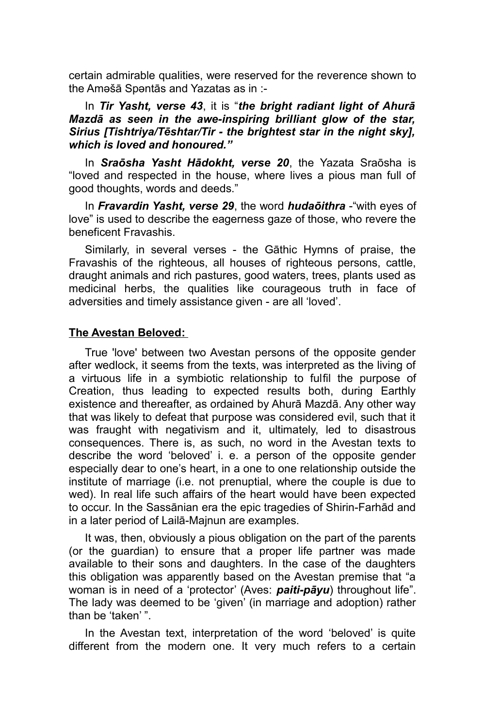certain admirable qualities, were reserved for the reverence shown to the Aməšā Spəntās and Yazatas as in :-

In ***Tir Yasht, verse 43***, it is "***the bright radiant light of Ahurā Mazdā as seen in the awe-inspiring brilliant glow of the star, Sirius [Tishtriya/Tēshtar/Tir - the brightest star in the night sky], which is loved and honoured."***

In ***Sraōsha Yasht Hādokht, verse 20***, the Yazata Sraōsha is "loved and respected in the house, where lives a pious man full of good thoughts, words and deeds."

In ***Fravardin Yasht, verse 29***, the word ***hudaōithra*** -"with eyes of love" is used to describe the eagerness gaze of those, who revere the beneficent Fravashis.

Similarly, in several verses - the Gāthic Hymns of praise, the Fravashis of the righteous, all houses of righteous persons, cattle, draught animals and rich pastures, good waters, trees, plants used as medicinal herbs, the qualities like courageous truth in face of adversities and timely assistance given - are all 'loved'.

## **The Avestan Beloved:**

True 'love' between two Avestan persons of the opposite gender after wedlock, it seems from the texts, was interpreted as the living of a virtuous life in a symbiotic relationship to fulfil the purpose of Creation, thus leading to expected results both, during Earthly existence and thereafter, as ordained by Ahurā Mazdā. Any other way that was likely to defeat that purpose was considered evil, such that it was fraught with negativism and it, ultimately, led to disastrous consequences. There is, as such, no word in the Avestan texts to describe the word 'beloved' i. e. a person of the opposite gender especially dear to one's heart, in a one to one relationship outside the institute of marriage (i.e. not prenuptial, where the couple is due to wed). In real life such affairs of the heart would have been expected to occur. In the Sassānian era the epic tragedies of Shirin-Farhād and in a later period of Lailā-Majnun are examples.

It was, then, obviously a pious obligation on the part of the parents (or the guardian) to ensure that a proper life partner was made available to their sons and daughters. In the case of the daughters this obligation was apparently based on the Avestan premise that "a woman is in need of a 'protector' (Aves: ***paiti-pāyu***) throughout life". The lady was deemed to be 'given' (in marriage and adoption) rather than be 'taken' ".

In the Avestan text, interpretation of the word 'beloved' is quite different from the modern one. It very much refers to a certain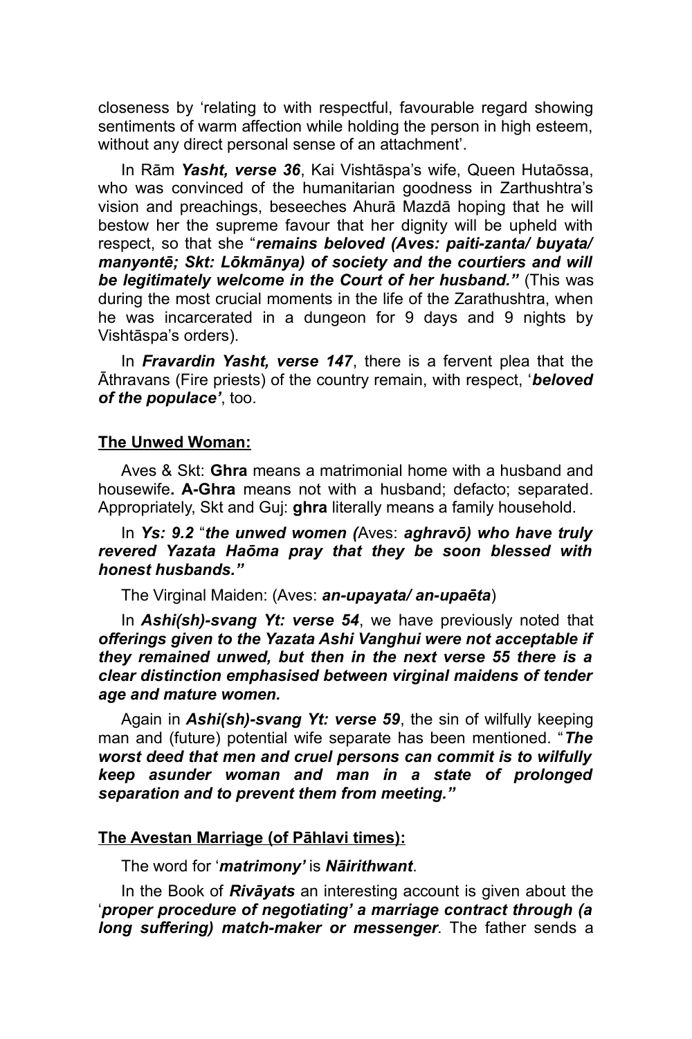closeness by 'relating to with respectful, favourable regard showing sentiments of warm affection while holding the person in high esteem, without any direct personal sense of an attachment'.

In Rām ***Yasht, verse 36***, Kai Vishtāspa's wife, Queen Hutaōssa, who was convinced of the humanitarian goodness in Zarthushtra's vision and preachings, beseeches Ahurā Mazdā hoping that he will bestow her the supreme favour that her dignity will be upheld with respect, so that she "***remains beloved (Aves: paiti-zanta/ buyata/ manyəntē; Skt: Lōkmānya) of society and the courtiers and will be legitimately welcome in the Court of her husband."*** (This was during the most crucial moments in the life of the Zarathushtra, when he was incarcerated in a dungeon for 9 days and 9 nights by Vishtāspa's orders).

In ***Fravardin Yasht, verse 147***, there is a fervent plea that the Āthravans (Fire priests) of the country remain, with respect, '***beloved of the populace'***, too.

**The Unwed Woman:**

Aves & Skt: **Ghra** means a matrimonial home with a husband and housewife**. A-Ghra** means not with a husband; defacto; separated. Appropriately, Skt and Guj: **ghra** literally means a family household.

In ***Ys: 9.2*** "***the unwed women (***Aves: ***aghravō) who have truly revered Yazata Haōma pray that they be soon blessed with honest husbands."***

The Virginal Maiden: (Aves: ***an-upayata/ an-upaēta***)

In ***Ashi(sh)-svang Yt: verse 54***, we have previously noted that ***offerings given to the Yazata Ashi Vanghui were not acceptable if they remained unwed, but then in the next verse 55 there is a clear distinction emphasised between virginal maidens of tender age and mature women.***

Again in ***Ashi(sh)-svang Yt: verse 59***, the sin of wilfully keeping man and (future) potential wife separate has been mentioned. "***The worst deed that men and cruel persons can commit is to wilfully keep asunder woman and man in a state of prolonged separation and to prevent them from meeting."***

**The Avestan Marriage (of Pāhlavi times):**

The word for '***matrimony'*** is ***Nāirithwant***.

In the Book of ***Rivāyats*** an interesting account is given about the '***proper procedure of negotiating' a marriage contract through (a long suffering) match-maker or messenger***. The father sends a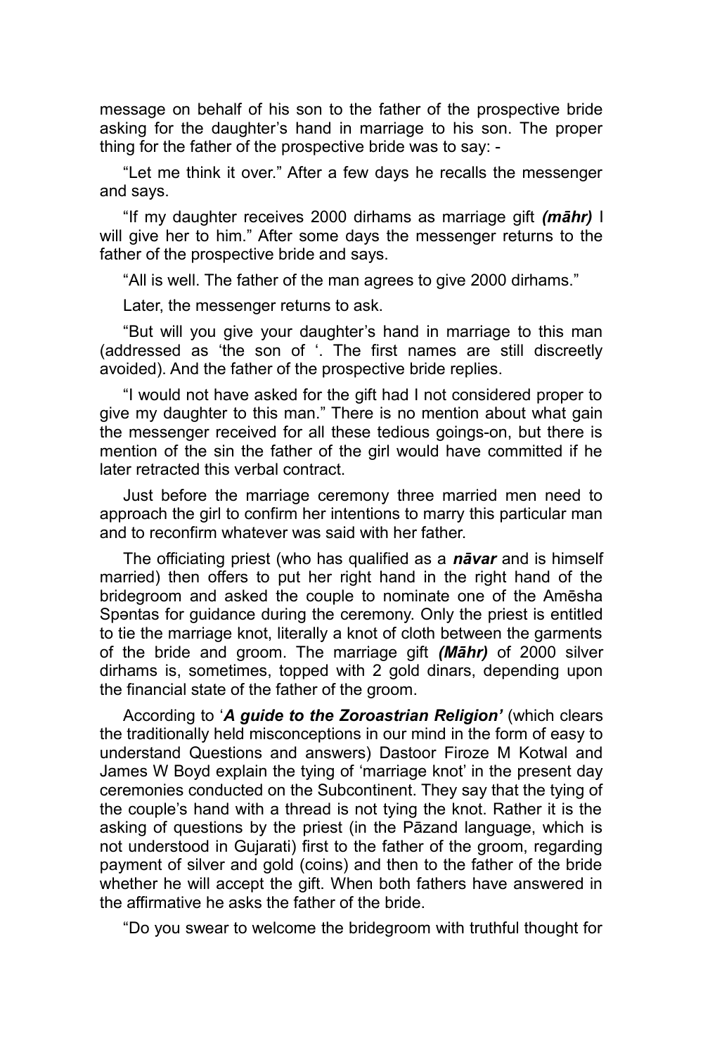message on behalf of his son to the father of the prospective bride asking for the daughter's hand in marriage to his son. The proper thing for the father of the prospective bride was to say: -

"Let me think it over." After a few days he recalls the messenger and says.

"If my daughter receives 2000 dirhams as marriage gift ***(māhr)*** I will give her to him." After some days the messenger returns to the father of the prospective bride and says.

"All is well. The father of the man agrees to give 2000 dirhams."

Later, the messenger returns to ask.

"But will you give your daughter's hand in marriage to this man (addressed as 'the son of '. The first names are still discreetly avoided). And the father of the prospective bride replies.

"I would not have asked for the gift had I not considered proper to give my daughter to this man." There is no mention about what gain the messenger received for all these tedious goings-on, but there is mention of the sin the father of the girl would have committed if he later retracted this verbal contract.

Just before the marriage ceremony three married men need to approach the girl to confirm her intentions to marry this particular man and to reconfirm whatever was said with her father.

The officiating priest (who has qualified as a ***nāvar*** and is himself married) then offers to put her right hand in the right hand of the bridegroom and asked the couple to nominate one of the Amēsha Spəntas for guidance during the ceremony. Only the priest is entitled to tie the marriage knot, literally a knot of cloth between the garments of the bride and groom. The marriage gift ***(Māhr)*** of 2000 silver dirhams is, sometimes, topped with 2 gold dinars, depending upon the financial state of the father of the groom.

According to '***A guide to the Zoroastrian Religion'*** (which clears the traditionally held misconceptions in our mind in the form of easy to understand Questions and answers) Dastoor Firoze M Kotwal and James W Boyd explain the tying of 'marriage knot' in the present day ceremonies conducted on the Subcontinent. They say that the tying of the couple's hand with a thread is not tying the knot. Rather it is the asking of questions by the priest (in the Pāzand language, which is not understood in Gujarati) first to the father of the groom, regarding payment of silver and gold (coins) and then to the father of the bride whether he will accept the gift. When both fathers have answered in the affirmative he asks the father of the bride.

"Do you swear to welcome the bridegroom with truthful thought for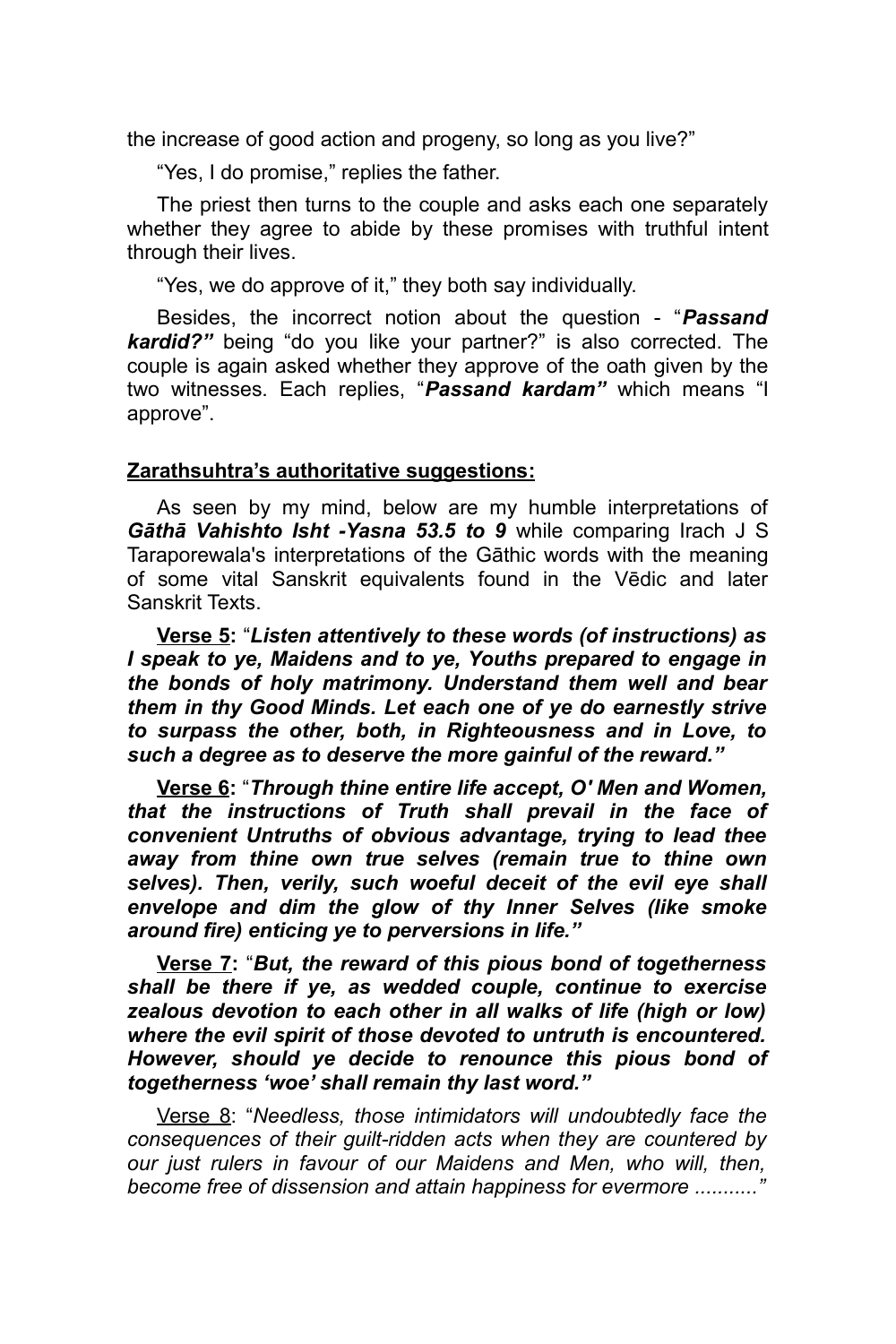the increase of good action and progeny, so long as you live?"

"Yes, I do promise," replies the father.

The priest then turns to the couple and asks each one separately whether they agree to abide by these promises with truthful intent through their lives.

"Yes, we do approve of it," they both say individually.

Besides, the incorrect notion about the question - "***Passand kardid?"*** being "do you like your partner?" is also corrected. The couple is again asked whether they approve of the oath given by the two witnesses. Each replies, "***Passand kardam"*** which means "I approve".

**<u>Zarathsuhtra's authoritative suggestions:</u>**

As seen by my mind, below are my humble interpretations of ***Gāthā Vahishto Isht -Yasna 53.5 to 9*** while comparing Irach J S Taraporewala's interpretations of the Gāthic words with the meaning of some vital Sanskrit equivalents found in the Vēdic and later Sanskrit Texts.

**<u>Verse 5</u>:** "***Listen attentively to these words (of instructions) as I speak to ye, Maidens and to ye, Youths prepared to engage in the bonds of holy matrimony. Understand them well and bear them in thy Good Minds. Let each one of ye do earnestly strive to surpass the other, both, in Righteousness and in Love, to such a degree as to deserve the more gainful of the reward."***

**<u>Verse 6</u>:** "***Through thine entire life accept, O' Men and Women, that the instructions of Truth shall prevail in the face of convenient Untruths of obvious advantage, trying to lead thee away from thine own true selves (remain true to thine own selves). Then, verily, such woeful deceit of the evil eye shall envelope and dim the glow of thy Inner Selves (like smoke around fire) enticing ye to perversions in life."***

**<u>Verse 7</u>:** "***But, the reward of this pious bond of togetherness shall be there if ye, as wedded couple, continue to exercise zealous devotion to each other in all walks of life (high or low) where the evil spirit of those devoted to untruth is encountered. However, should ye decide to renounce this pious bond of togetherness 'woe' shall remain thy last word."***

<u>Verse 8</u>: "*Needless, those intimidators will undoubtedly face the consequences of their guilt-ridden acts when they are countered by our just rulers in favour of our Maidens and Men, who will, then, become free of dissension and attain happiness for evermore ..........."*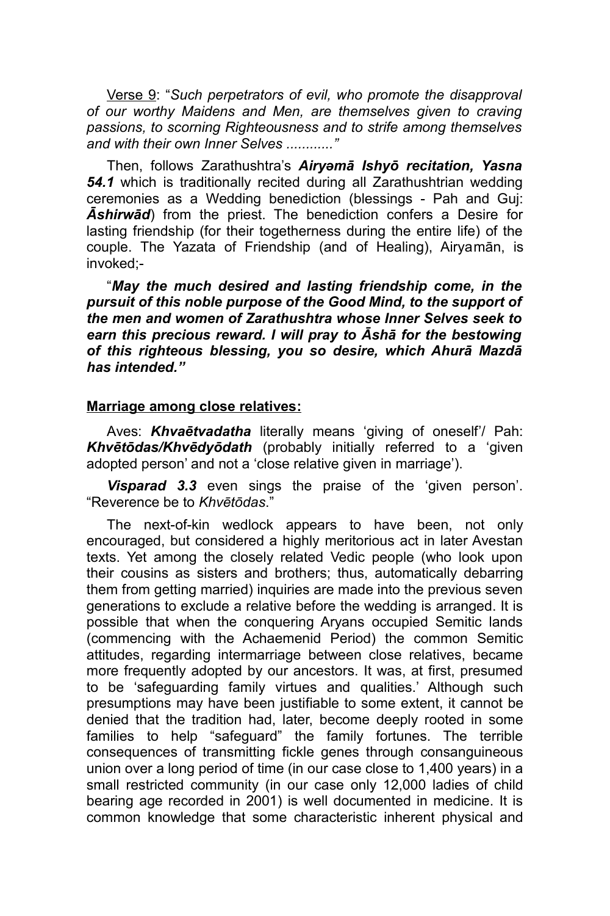Verse 9: "*Such perpetrators of evil, who promote the disapproval of our worthy Maidens and Men, are themselves given to craving passions, to scorning Righteousness and to strife among themselves and with their own Inner Selves ............*"

Then, follows Zarathushtra's ***Airyəmā Ishyō recitation, Yasna 54.1*** which is traditionally recited during all Zarathushtrian wedding ceremonies as a Wedding benediction (blessings - Pah and Guj: ***Āshirwād***) from the priest. The benediction confers a Desire for lasting friendship (for their togetherness during the entire life) of the couple. The Yazata of Friendship (and of Healing), Airyamān, is invoked;-

"***May the much desired and lasting friendship come, in the pursuit of this noble purpose of the Good Mind, to the support of the men and women of Zarathushtra whose Inner Selves seek to earn this precious reward. I will pray to Āshā for the bestowing of this righteous blessing, you so desire, which Ahurā Mazdā has intended."***

**Marriage among close relatives:**

Aves: ***Khvaētvadatha*** literally means 'giving of oneself'/ Pah: ***Khvētōdas/Khvēdyōdath*** (probably initially referred to a 'given adopted person' and not a 'close relative given in marriage').

***Visparad 3.3*** even sings the praise of the 'given person'. "Reverence be to *Khvētōdas*."

The next-of-kin wedlock appears to have been, not only encouraged, but considered a highly meritorious act in later Avestan texts. Yet among the closely related Vedic people (who look upon their cousins as sisters and brothers; thus, automatically debarring them from getting married) inquiries are made into the previous seven generations to exclude a relative before the wedding is arranged. It is possible that when the conquering Aryans occupied Semitic lands (commencing with the Achaemenid Period) the common Semitic attitudes, regarding intermarriage between close relatives, became more frequently adopted by our ancestors. It was, at first, presumed to be 'safeguarding family virtues and qualities.' Although such presumptions may have been justifiable to some extent, it cannot be denied that the tradition had, later, become deeply rooted in some families to help "safeguard" the family fortunes. The terrible consequences of transmitting fickle genes through consanguineous union over a long period of time (in our case close to 1,400 years) in a small restricted community (in our case only 12,000 ladies of child bearing age recorded in 2001) is well documented in medicine. It is common knowledge that some characteristic inherent physical and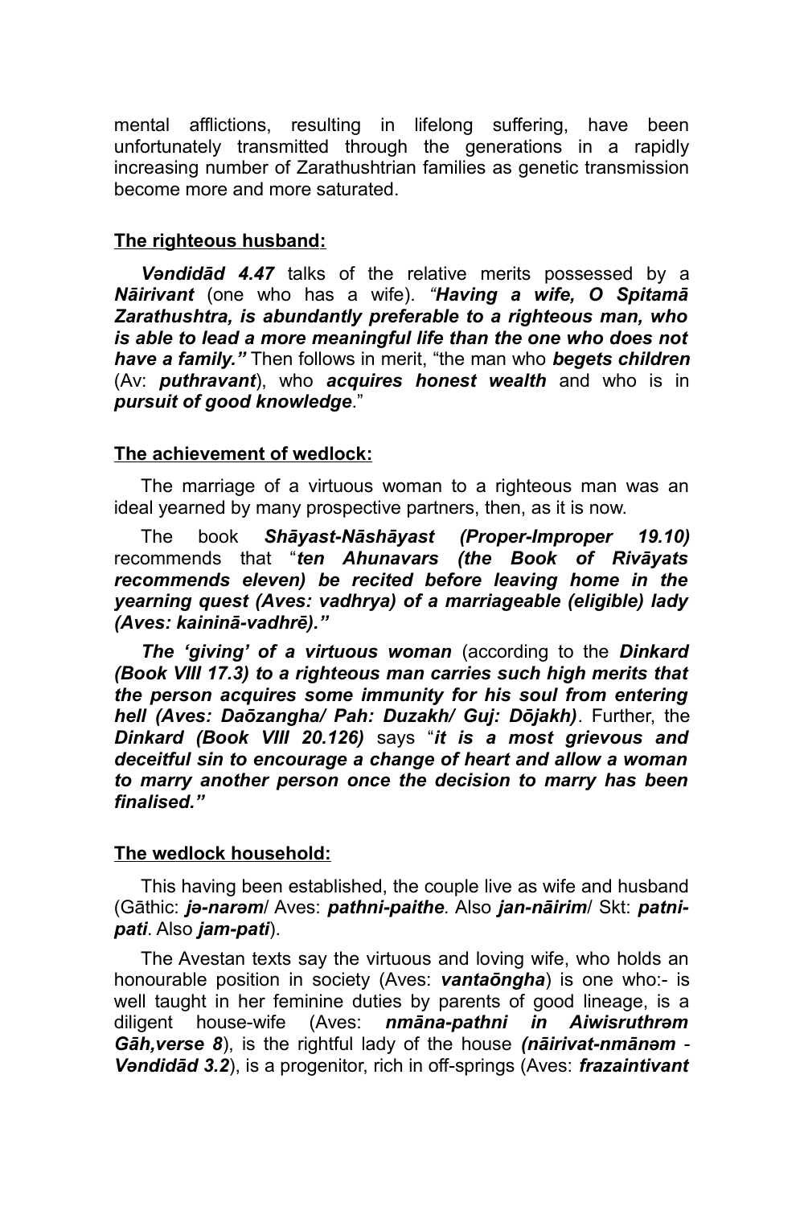mental afflictions, resulting in lifelong suffering, have been unfortunately transmitted through the generations in a rapidly increasing number of Zarathushtrian families as genetic transmission become more and more saturated.

## The righteous husband:

***Vəndidād 4.47*** talks of the relative merits possessed by a ***Nāirivant*** (one who has a wife). *"**Having a wife, O Spitamā Zarathushtra, is abundantly preferable to a righteous man, who is able to lead a more meaningful life than the one who does not have a family."*** Then follows in merit, "the man who ***begets children*** (Av: ***puthravant***), who ***acquires honest wealth*** and who is in ***pursuit of good knowledge***."

## The achievement of wedlock:

The marriage of a virtuous woman to a righteous man was an ideal yearned by many prospective partners, then, as it is now.

The book ***Shāyast-Nāshāyast (Proper-Improper 19.10)*** recommends that "***ten Ahunavars (the Book of Rivāyats recommends eleven) be recited before leaving home in the yearning quest (Aves: vadhrya) of a marriageable (eligible) lady (Aves: kaininā-vadhrē)."***

***The 'giving' of a virtuous woman*** (according to the ***Dinkard (Book VIII 17.3) to a righteous man carries such high merits that the person acquires some immunity for his soul from entering hell (Aves: Daōzangha/ Pah: Duzakh/ Guj: Dōjakh)***. Further, the ***Dinkard (Book VIII 20.126)*** says "***it is a most grievous and deceitful sin to encourage a change of heart and allow a woman to marry another person once the decision to marry has been finalised."***

## The wedlock household:

This having been established, the couple live as wife and husband (Gāthic: ***jə-narəm***/ Aves: ***pathni-paithe***. Also ***jan-nāirim***/ Skt: ***patni-pati***. Also ***jam-pati***).

The Avestan texts say the virtuous and loving wife, who holds an honourable position in society (Aves: ***vantaōngha***) is one who:- is well taught in her feminine duties by parents of good lineage, is a diligent house-wife (Aves: ***nmāna-pathni in Aiwisruthrəm Gāh,verse 8***), is the rightful lady of the house ***(nāirivat-nmānəm*** - ***Vəndidād 3.2***), is a progenitor, rich in off-springs (Aves: ***frazaintivant***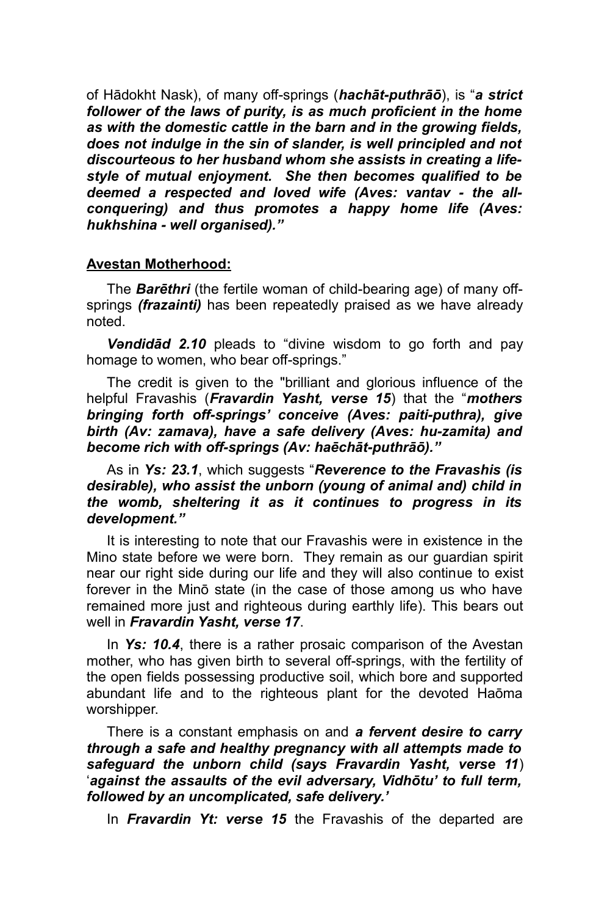of Hādokht Nask), of many off-springs (***hachāt-puthrāō***), is "***a strict follower of the laws of purity, is as much proficient in the home as with the domestic cattle in the barn and in the growing fields, does not indulge in the sin of slander, is well principled and not discourteous to her husband whom she assists in creating a life-style of mutual enjoyment. She then becomes qualified to be deemed a respected and loved wife (Aves: vantav - the all-conquering) and thus promotes a happy home life (Aves: hukhshina - well organised).***"

**Avestan Motherhood:**

The ***Barēthri*** (the fertile woman of child-bearing age) of many off-springs ***(frazainti)*** has been repeatedly praised as we have already noted.

***Vəndidād 2.10*** pleads to "divine wisdom to go forth and pay homage to women, who bear off-springs."

The credit is given to the "brilliant and glorious influence of the helpful Fravashis (***Fravardin Yasht, verse 15***) that the "***mothers bringing forth off-springs' conceive (Aves: paiti-puthra), give birth (Av: zamava), have a safe delivery (Aves: hu-zamita) and become rich with off-springs (Av: haēchāt-puthrāō).***"

As in ***Ys: 23.1***, which suggests "***Reverence to the Fravashis (is desirable), who assist the unborn (young of animal and) child in the womb, sheltering it as it continues to progress in its development.***"

It is interesting to note that our Fravashis were in existence in the Mino state before we were born. They remain as our guardian spirit near our right side during our life and they will also continue to exist forever in the Minō state (in the case of those among us who have remained more just and righteous during earthly life). This bears out well in ***Fravardin Yasht, verse 17***.

In ***Ys: 10.4***, there is a rather prosaic comparison of the Avestan mother, who has given birth to several off-springs, with the fertility of the open fields possessing productive soil, which bore and supported abundant life and to the righteous plant for the devoted Haōma worshipper.

There is a constant emphasis on and ***a fervent desire to carry through a safe and healthy pregnancy with all attempts made to safeguard the unborn child (says Fravardin Yasht, verse 11)*** '***against the assaults of the evil adversary, Vidhōtu' to full term, followed by an uncomplicated, safe delivery.'***

In ***Fravardin Yt: verse 15*** the Fravashis of the departed are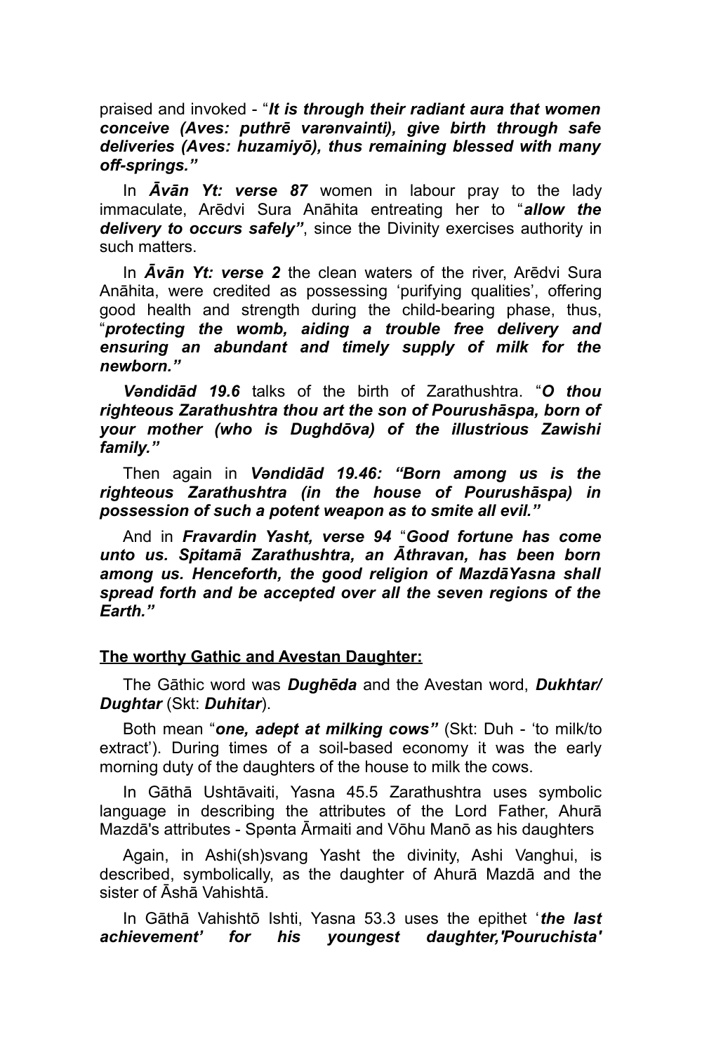praised and invoked - "***It is through their radiant aura that women conceive (Aves: puthrē varənvainti), give birth through safe deliveries (Aves: huzamiyō), thus remaining blessed with many off-springs."***

In ***Āvān Yt: verse 87*** women in labour pray to the lady immaculate, Arēdvi Sura Anāhita entreating her to "***allow the delivery to occurs safely"***, since the Divinity exercises authority in such matters.

In ***Āvān Yt: verse 2*** the clean waters of the river, Arēdvi Sura Anāhita, were credited as possessing 'purifying qualities', offering good health and strength during the child-bearing phase, thus, "***protecting the womb, aiding a trouble free delivery and ensuring an abundant and timely supply of milk for the newborn."***

***Vəndidād 19.6*** talks of the birth of Zarathushtra. "***O thou righteous Zarathushtra thou art the son of Pourushāspa, born of your mother (who is Dughdōva) of the illustrious Zawishi family."***

Then again in ***Vəndidād 19.46: "Born among us is the righteous Zarathushtra (in the house of Pourushāspa) in possession of such a potent weapon as to smite all evil."***

And in ***Fravardin Yasht, verse 94*** "***Good fortune has come unto us. Spitamā Zarathushtra, an Āthravan, has been born among us. Henceforth, the good religion of MazdāYasna shall spread forth and be accepted over all the seven regions of the Earth."***

**<u>The worthy Gathic and Avestan Daughter:</u>**

The Gāthic word was ***Dughēda*** and the Avestan word, ***Dukhtar/ Dughtar*** (Skt: ***Duhitar***).

Both mean "***one, adept at milking cows"*** (Skt: Duh - 'to milk/to extract'). During times of a soil-based economy it was the early morning duty of the daughters of the house to milk the cows.

In Gāthā Ushtāvaiti, Yasna 45.5 Zarathushtra uses symbolic language in describing the attributes of the Lord Father, Ahurā Mazdā's attributes - Spənta Ārmaiti and Vōhu Manō as his daughters

Again, in Ashi(sh)svang Yasht the divinity, Ashi Vanghui, is described, symbolically, as the daughter of Ahurā Mazdā and the sister of Āshā Vahishtā.

In Gāthā Vahishtō Ishti, Yasna 53.3 uses the epithet '***the last achievement'* for his youngest daughter,'Pouruchista'***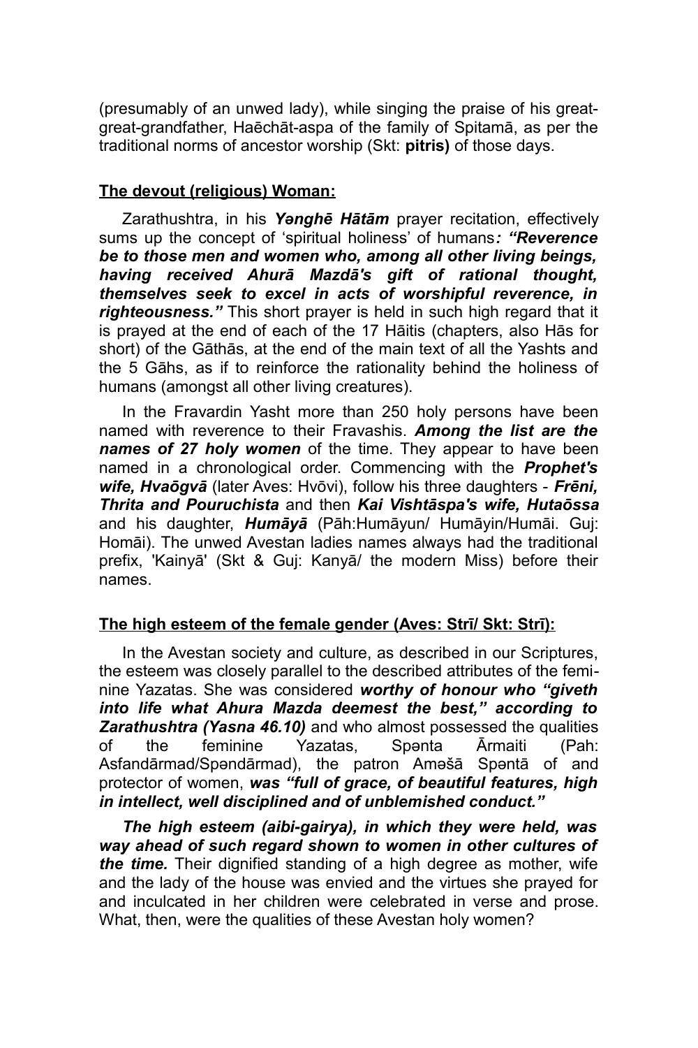(presumably of an unwed lady), while singing the praise of his great-great-great-grandfather, Haēchāt-aspa of the family of Spitamā, as per the traditional norms of ancestor worship (Skt: **pitris)** of those days.

**The devout (religious) Woman:**

Zarathushtra, in his ***Yənghē Hātām*** prayer recitation, effectively sums up the concept of 'spiritual holiness' of humans***: "Reverence be to those men and women who, among all other living beings, having received Ahurā Mazdā's gift of rational thought, themselves seek to excel in acts of worshipful reverence, in righteousness."*** This short prayer is held in such high regard that it is prayed at the end of each of the 17 Hāitis (chapters, also Hās for short) of the Gāthās, at the end of the main text of all the Yashts and the 5 Gāhs, as if to reinforce the rationality behind the holiness of humans (amongst all other living creatures).

In the Fravardin Yasht more than 250 holy persons have been named with reverence to their Fravashis. ***Among the list are the names of 27 holy women*** of the time. They appear to have been named in a chronological order. Commencing with the ***Prophet's wife, Hvaōgvā*** (later Aves: Hvōvi), follow his three daughters - ***Frēni, Thrita and Pouruchista*** and then ***Kai Vishtāspa's wife, Hutaōssa*** and his daughter, ***Humāyā*** (Pāh:Humāyun/ Humāyin/Humāi. Guj: Homāi). The unwed Avestan ladies names always had the traditional prefix, 'Kainyā' (Skt & Guj: Kanyā/ the modern Miss) before their names.

**The high esteem of the female gender (Aves: Strī/ Skt: Strī):**

In the Avestan society and culture, as described in our Scriptures, the esteem was closely parallel to the described attributes of the feminine Yazatas. She was considered ***worthy of honour who "giveth into life what Ahura Mazda deemest the best," according to Zarathushtra (Yasna 46.10)*** and who almost possessed the qualities of the feminine Yazatas, Spənta Ārmaiti (Pah: Asfandārmad/Spəndārmad), the patron Aməšā Spəntā of and protector of women, ***was "full of grace, of beautiful features, high in intellect, well disciplined and of unblemished conduct."***

***The high esteem (aibi-gairya), in which they were held, was way ahead of such regard shown to women in other cultures of the time.*** Their dignified standing of a high degree as mother, wife and the lady of the house was envied and the virtues she prayed for and inculcated in her children were celebrated in verse and prose. What, then, were the qualities of these Avestan holy women?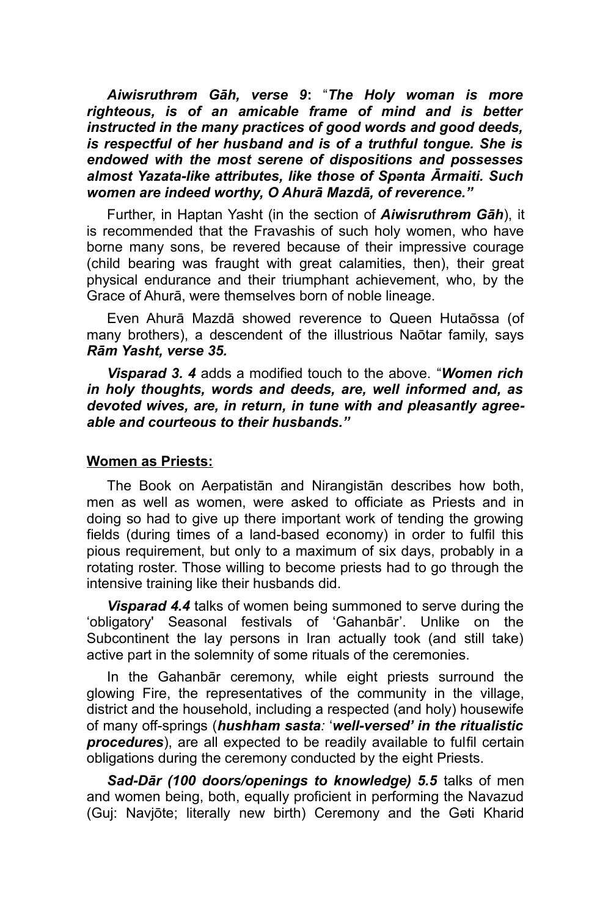***Aiwisruthrəm Gāh, verse 9***: "***The Holy woman is more righteous, is of an amicable frame of mind and is better instructed in the many practices of good words and good deeds, is respectful of her husband and is of a truthful tongue. She is endowed with the most serene of dispositions and possesses almost Yazata-like attributes, like those of Spənta Ārmaiti. Such women are indeed worthy, O Ahurā Mazdā, of reverence.***"

Further, in Haptan Yasht (in the section of ***Aiwisruthrəm Gāh***), it is recommended that the Fravashis of such holy women, who have borne many sons, be revered because of their impressive courage (child bearing was fraught with great calamities, then), their great physical endurance and their triumphant achievement, who, by the Grace of Ahurā, were themselves born of noble lineage.

Even Ahurā Mazdā showed reverence to Queen Hutaōssa (of many brothers), a descendent of the illustrious Naōtar family, says ***Rām Yasht, verse 35.***

***Visparad 3. 4*** adds a modified touch to the above. "***Women rich in holy thoughts, words and deeds, are, well informed and, as devoted wives, are, in return, in tune with and pleasantly agreeable and courteous to their husbands.***"

**<u>Women as Priests:</u>**

The Book on Aerpatistān and Nirangistān describes how both, men as well as women, were asked to officiate as Priests and in doing so had to give up there important work of tending the growing fields (during times of a land-based economy) in order to fulfil this pious requirement, but only to a maximum of six days, probably in a rotating roster. Those willing to become priests had to go through the intensive training like their husbands did.

***Visparad 4.4*** talks of women being summoned to serve during the 'obligatory' Seasonal festivals of 'Gahanbār'. Unlike on the Subcontinent the lay persons in Iran actually took (and still take) active part in the solemnity of some rituals of the ceremonies.

In the Gahanbār ceremony, while eight priests surround the glowing Fire, the representatives of the community in the village, district and the household, including a respected (and holy) housewife of many off-springs (***hushham sasta***: '***well-versed' in the ritualistic procedures***), are all expected to be readily available to fulfil certain obligations during the ceremony conducted by the eight Priests.

***Sad-Dār (100 doors/openings to knowledge) 5.5*** talks of men and women being, both, equally proficient in performing the Navazud (Guj: Navjōte; literally new birth) Ceremony and the Gəti Kharid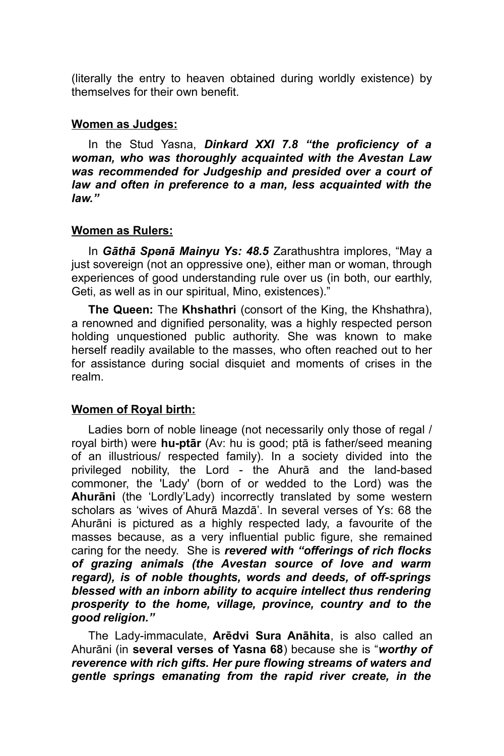(literally the entry to heaven obtained during worldly existence) by themselves for their own benefit.

**Women as Judges:**

In the Stud Yasna, ***Dinkard XXI 7.8 "the proficiency of a woman, who was thoroughly acquainted with the Avestan Law was recommended for Judgeship and presided over a court of law and often in preference to a man, less acquainted with the law."***

**Women as Rulers:**

In ***Gāthā Spənā Mainyu Ys: 48.5*** Zarathushtra implores, "May a just sovereign (not an oppressive one), either man or woman, through experiences of good understanding rule over us (in both, our earthly, Geti, as well as in our spiritual, Mino, existences)."

**The Queen:** The **Khshathri** (consort of the King, the Khshathra), a renowned and dignified personality, was a highly respected person holding unquestioned public authority. She was known to make herself readily available to the masses, who often reached out to her for assistance during social disquiet and moments of crises in the realm.

**Women of Royal birth:**

Ladies born of noble lineage (not necessarily only those of regal / royal birth) were **hu-ptār** (Av: hu is good; ptā is father/seed meaning of an illustrious/ respected family). In a society divided into the privileged nobility, the Lord - the Ahurā and the land-based commoner, the 'Lady' (born of or wedded to the Lord) was the **Ahurāni** (the 'Lordly'Lady) incorrectly translated by some western scholars as 'wives of Ahurā Mazdā'. In several verses of Ys: 68 the Ahurāni is pictured as a highly respected lady, a favourite of the masses because, as a very influential public figure, she remained caring for the needy. She is ***revered with "offerings of rich flocks of grazing animals (the Avestan source of love and warm regard), is of noble thoughts, words and deeds, of off-springs blessed with an inborn ability to acquire intellect thus rendering prosperity to the home, village, province, country and to the good religion."***

The Lady-immaculate, **Arēdvi Sura Anāhita**, is also called an Ahurāni (in **several verses of Yasna 68**) because she is "***worthy of reverence with rich gifts. Her pure flowing streams of waters and gentle springs emanating from the rapid river create, in the***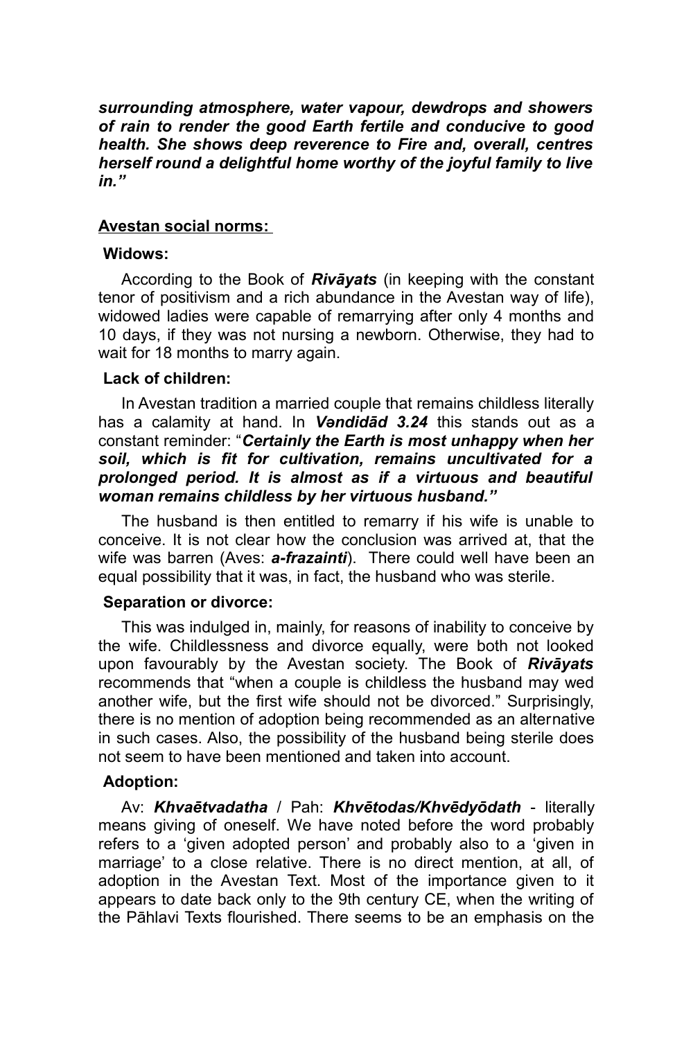***surrounding atmosphere, water vapour, dewdrops and showers of rain to render the good Earth fertile and conducive to good health. She shows deep reverence to Fire and, overall, centres herself round a delightful home worthy of the joyful family to live in."***

## Avestan social norms:

### Widows:

According to the Book of ***Rivāyats*** (in keeping with the constant tenor of positivism and a rich abundance in the Avestan way of life), widowed ladies were capable of remarrying after only 4 months and 10 days, if they was not nursing a newborn. Otherwise, they had to wait for 18 months to marry again.

### Lack of children:

In Avestan tradition a married couple that remains childless literally has a calamity at hand. In ***Vəndidād 3.24*** this stands out as a constant reminder: "***Certainly the Earth is most unhappy when her soil, which is fit for cultivation, remains uncultivated for a prolonged period. It is almost as if a virtuous and beautiful woman remains childless by her virtuous husband."***

The husband is then entitled to remarry if his wife is unable to conceive. It is not clear how the conclusion was arrived at, that the wife was barren (Aves: ***a-frazainti***). There could well have been an equal possibility that it was, in fact, the husband who was sterile.

### Separation or divorce:

This was indulged in, mainly, for reasons of inability to conceive by the wife. Childlessness and divorce equally, were both not looked upon favourably by the Avestan society. The Book of ***Rivāyats*** recommends that "when a couple is childless the husband may wed another wife, but the first wife should not be divorced." Surprisingly, there is no mention of adoption being recommended as an alternative in such cases. Also, the possibility of the husband being sterile does not seem to have been mentioned and taken into account.

### Adoption:

Av: ***Khvaētvadatha*** / Pah: ***Khvētodas/Khvēdyōdath*** - literally means giving of oneself. We have noted before the word probably refers to a 'given adopted person' and probably also to a 'given in marriage' to a close relative. There is no direct mention, at all, of adoption in the Avestan Text. Most of the importance given to it appears to date back only to the 9th century CE, when the writing of the Pāhlavi Texts flourished. There seems to be an emphasis on the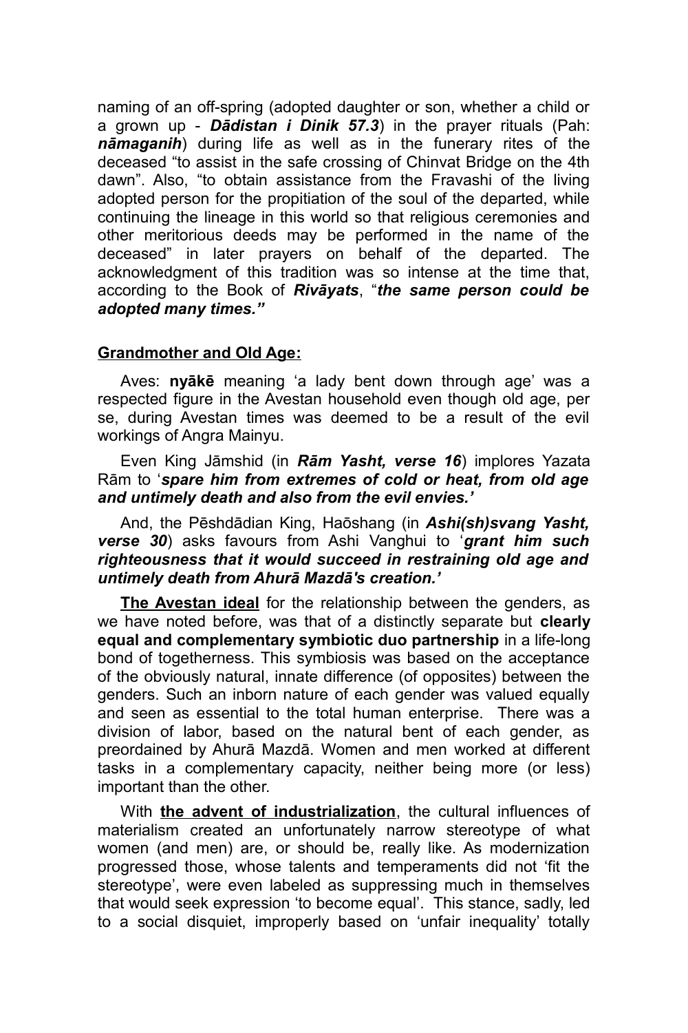naming of an off-spring (adopted daughter or son, whether a child or a grown up - ***Dādistan i Dinik 57.3***) in the prayer rituals (Pah: ***nāmaganih***) during life as well as in the funerary rites of the deceased "to assist in the safe crossing of Chinvat Bridge on the 4th dawn". Also, "to obtain assistance from the Fravashi of the living adopted person for the propitiation of the soul of the departed, while continuing the lineage in this world so that religious ceremonies and other meritorious deeds may be performed in the name of the deceased" in later prayers on behalf of the departed. The acknowledgment of this tradition was so intense at the time that, according to the Book of ***Rivāyats***, "***the same person could be adopted many times."***

**Grandmother and Old Age:**

Aves: **nyākē** meaning 'a lady bent down through age' was a respected figure in the Avestan household even though old age, per se, during Avestan times was deemed to be a result of the evil workings of Angra Mainyu.

Even King Jāmshid (in ***Rām Yasht, verse 16***) implores Yazata Rām to '***spare him from extremes of cold or heat, from old age and untimely death and also from the evil envies.'***

And, the Pēshdādian King, Haōshang (in ***Ashi(sh)svang Yasht, verse 30***) asks favours from Ashi Vanghui to '***grant him such righteousness that it would succeed in restraining old age and untimely death from Ahurā Mazdā's creation.'***

**The Avestan ideal** for the relationship between the genders, as we have noted before, was that of a distinctly separate but **clearly equal and complementary symbiotic duo partnership** in a life-long bond of togetherness. This symbiosis was based on the acceptance of the obviously natural, innate difference (of opposites) between the genders. Such an inborn nature of each gender was valued equally and seen as essential to the total human enterprise. There was a division of labor, based on the natural bent of each gender, as preordained by Ahurā Mazdā. Women and men worked at different tasks in a complementary capacity, neither being more (or less) important than the other.

With **the advent of industrialization**, the cultural influences of materialism created an unfortunately narrow stereotype of what women (and men) are, or should be, really like. As modernization progressed those, whose talents and temperaments did not 'fit the stereotype', were even labeled as suppressing much in themselves that would seek expression 'to become equal'. This stance, sadly, led to a social disquiet, improperly based on 'unfair inequality' totally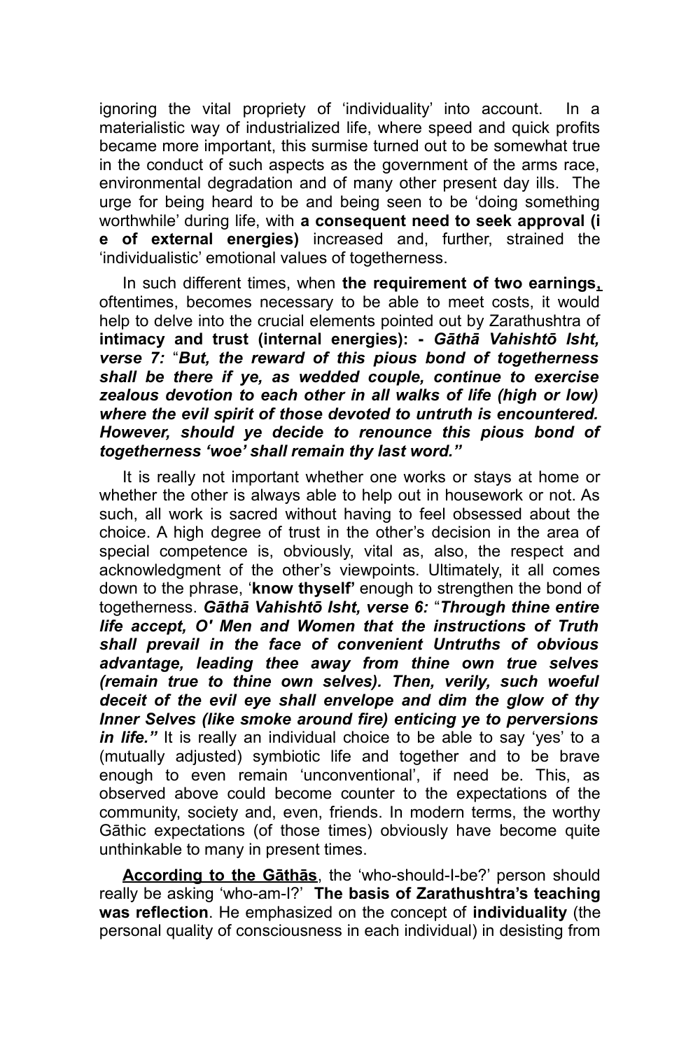ignoring the vital propriety of 'individuality' into account. In a materialistic way of industrialized life, where speed and quick profits became more important, this surmise turned out to be somewhat true in the conduct of such aspects as the government of the arms race, environmental degradation and of many other present day ills. The urge for being heard to be and being seen to be 'doing something worthwhile' during life, with **a consequent need to seek approval (i e of external energies)** increased and, further, strained the 'individualistic' emotional values of togetherness.

In such different times, when **the requirement of two earnings,** oftentimes, becomes necessary to be able to meet costs, it would help to delve into the crucial elements pointed out by Zarathushtra of **intimacy and trust (internal energies): -** ***Gāthā Vahishtō Isht, verse 7:*** "***But, the reward of this pious bond of togetherness shall be there if ye, as wedded couple, continue to exercise zealous devotion to each other in all walks of life (high or low) where the evil spirit of those devoted to untruth is encountered. However, should ye decide to renounce this pious bond of togetherness 'woe' shall remain thy last word."***

It is really not important whether one works or stays at home or whether the other is always able to help out in housework or not. As such, all work is sacred without having to feel obsessed about the choice. A high degree of trust in the other's decision in the area of special competence is, obviously, vital as, also, the respect and acknowledgment of the other's viewpoints. Ultimately, it all comes down to the phrase, '**know thyself'** enough to strengthen the bond of togetherness. ***Gāthā Vahishtō Isht, verse 6:*** "***Through thine entire life accept, O' Men and Women that the instructions of Truth shall prevail in the face of convenient Untruths of obvious advantage, leading thee away from thine own true selves (remain true to thine own selves). Then, verily, such woeful deceit of the evil eye shall envelope and dim the glow of thy Inner Selves (like smoke around fire) enticing ye to perversions in life."*** It is really an individual choice to be able to say 'yes' to a (mutually adjusted) symbiotic life and together and to be brave enough to even remain 'unconventional', if need be. This, as observed above could become counter to the expectations of the community, society and, even, friends. In modern terms, the worthy Gāthic expectations (of those times) obviously have become quite unthinkable to many in present times.

**According to the Gāthās**, the 'who-should-I-be?' person should really be asking 'who-am-I?' **The basis of Zarathushtra's teaching was reflection**. He emphasized on the concept of **individuality** (the personal quality of consciousness in each individual) in desisting from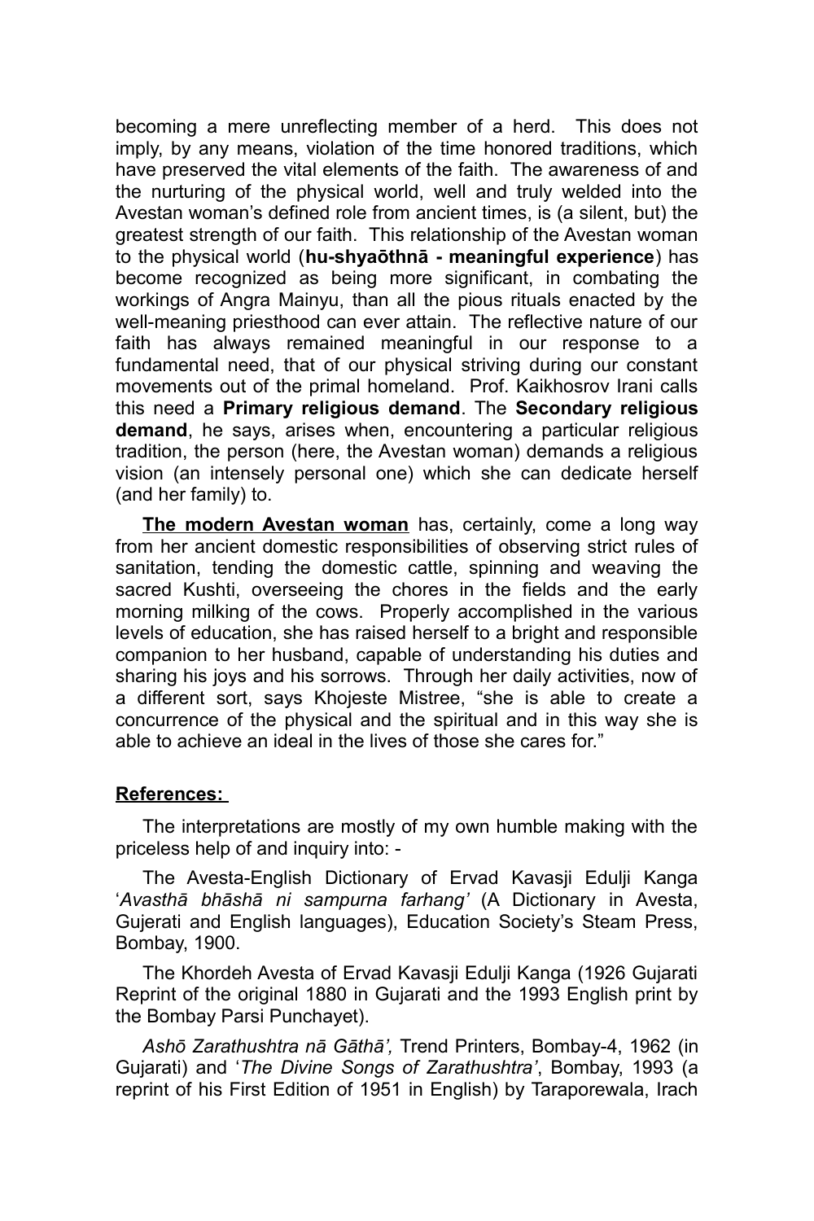becoming a mere unreflecting member of a herd. This does not imply, by any means, violation of the time honored traditions, which have preserved the vital elements of the faith. The awareness of and the nurturing of the physical world, well and truly welded into the Avestan woman's defined role from ancient times, is (a silent, but) the greatest strength of our faith. This relationship of the Avestan woman to the physical world (**hu-shyaōthnā - meaningful experience**) has become recognized as being more significant, in combating the workings of Angra Mainyu, than all the pious rituals enacted by the well-meaning priesthood can ever attain. The reflective nature of our faith has always remained meaningful in our response to a fundamental need, that of our physical striving during our constant movements out of the primal homeland. Prof. Kaikhosrov Irani calls this need a **Primary religious demand**. The **Secondary religious demand**, he says, arises when, encountering a particular religious tradition, the person (here, the Avestan woman) demands a religious vision (an intensely personal one) which she can dedicate herself (and her family) to.

**The modern Avestan woman** has, certainly, come a long way from her ancient domestic responsibilities of observing strict rules of sanitation, tending the domestic cattle, spinning and weaving the sacred Kushti, overseeing the chores in the fields and the early morning milking of the cows. Properly accomplished in the various levels of education, she has raised herself to a bright and responsible companion to her husband, capable of understanding his duties and sharing his joys and his sorrows. Through her daily activities, now of a different sort, says Khojeste Mistree, "she is able to create a concurrence of the physical and the spiritual and in this way she is able to achieve an ideal in the lives of those she cares for."

**References:**

The interpretations are mostly of my own humble making with the priceless help of and inquiry into: -

The Avesta-English Dictionary of Ervad Kavasji Edulji Kanga '*Avasthā bhāshā ni sampurna farhang'* (A Dictionary in Avesta, Gujerati and English languages), Education Society's Steam Press, Bombay, 1900.

The Khordeh Avesta of Ervad Kavasji Edulji Kanga (1926 Gujarati Reprint of the original 1880 in Gujarati and the 1993 English print by the Bombay Parsi Punchayet).

*Ashō Zarathushtra nā Gāthā',* Trend Printers, Bombay-4, 1962 (in Gujarati) and '*The Divine Songs of Zarathushtra'*, Bombay, 1993 (a reprint of his First Edition of 1951 in English) by Taraporewala, Irach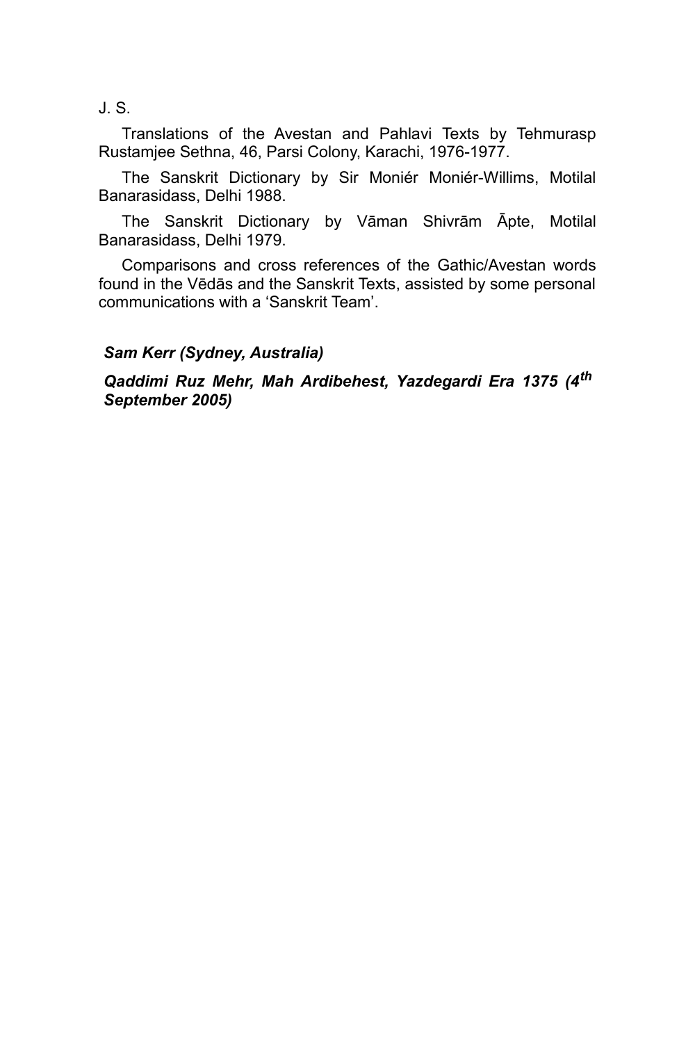J. S.

Translations of the Avestan and Pahlavi Texts by Tehmurasp Rustamjee Sethna, 46, Parsi Colony, Karachi, 1976-1977.

The Sanskrit Dictionary by Sir Moniér Moniér-Willims, Motilal Banarasidass, Delhi 1988.

The Sanskrit Dictionary by Vāman Shivrām Āpte, Motilal Banarasidass, Delhi 1979.

Comparisons and cross references of the Gathic/Avestan words found in the Vēdās and the Sanskrit Texts, assisted by some personal communications with a 'Sanskrit Team'.

***Sam Kerr (Sydney, Australia)***

***Qaddimi Ruz Mehr, Mah Ardibehest, Yazdegardi Era 1375 (4th September 2005)***